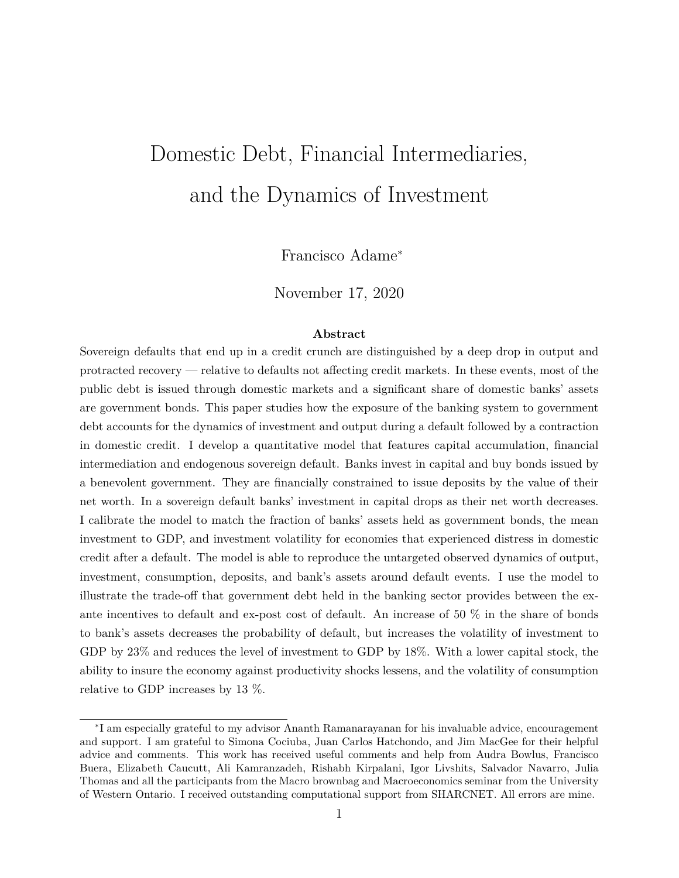# Domestic Debt, Financial Intermediaries, and the Dynamics of Investment

Francisco Adame*

November 17, 2020

**Abstract**

Sovereign defaults that end up in a credit crunch are distinguished by a deep drop in output and protracted recovery — relative to defaults not affecting credit markets. In these events, most of the public debt is issued through domestic markets and a significant share of domestic banks' assets are government bonds. This paper studies how the exposure of the banking system to government debt accounts for the dynamics of investment and output during a default followed by a contraction in domestic credit. I develop a quantitative model that features capital accumulation, financial intermediation and endogenous sovereign default. Banks invest in capital and buy bonds issued by a benevolent government. They are financially constrained to issue deposits by the value of their net worth. In a sovereign default banks' investment in capital drops as their net worth decreases. I calibrate the model to match the fraction of banks' assets held as government bonds, the mean investment to GDP, and investment volatility for economies that experienced distress in domestic credit after a default. The model is able to reproduce the untargeted observed dynamics of output, investment, consumption, deposits, and bank's assets around default events. I use the model to illustrate the trade-off that government debt held in the banking sector provides between the ex-ante incentives to default and ex-post cost of default. An increase of 50 % in the share of bonds to bank's assets decreases the probability of default, but increases the volatility of investment to GDP by 23% and reduces the level of investment to GDP by 18%. With a lower capital stock, the ability to insure the economy against productivity shocks lessens, and the volatility of consumption relative to GDP increases by 13 %.

---

*I am especially grateful to my advisor Ananth Ramanarayanan for his invaluable advice, encouragement and support. I am grateful to Simona Cociuba, Juan Carlos Hatchondo, and Jim MacGee for their helpful advice and comments. This work has received useful comments and help from Audra Bowlus, Francisco Buera, Elizabeth Caucutt, Ali Kamranzadeh, Rishabh Kirpalani, Igor Livshits, Salvador Navarro, Julia Thomas and all the participants from the Macro brownbag and Macroeconomics seminar from the University of Western Ontario. I received outstanding computational support from SHARCNET. All errors are mine.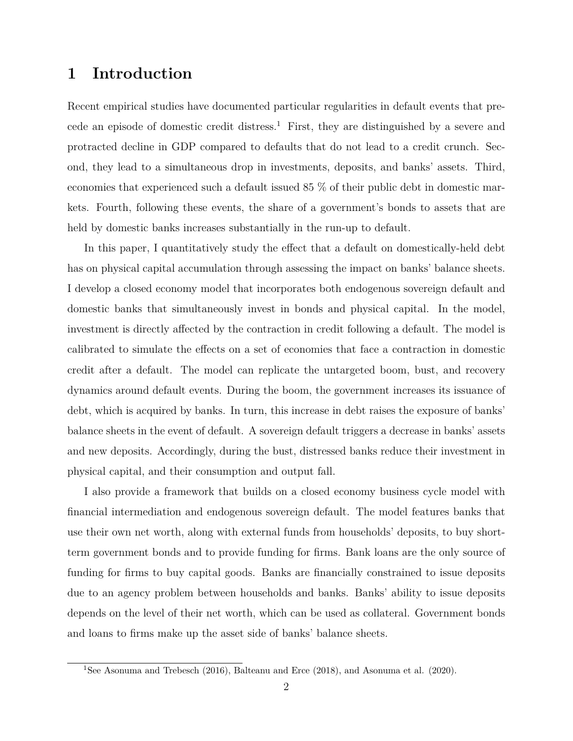# 1 Introduction

Recent empirical studies have documented particular regularities in default events that precede an episode of domestic credit distress.[1] First, they are distinguished by a severe and protracted decline in GDP compared to defaults that do not lead to a credit crunch. Second, they lead to a simultaneous drop in investments, deposits, and banks' assets. Third, economies that experienced such a default issued 85 % of their public debt in domestic markets. Fourth, following these events, the share of a government's bonds to assets that are held by domestic banks increases substantially in the run-up to default.

In this paper, I quantitatively study the effect that a default on domestically-held debt has on physical capital accumulation through assessing the impact on banks' balance sheets. I develop a closed economy model that incorporates both endogenous sovereign default and domestic banks that simultaneously invest in bonds and physical capital. In the model, investment is directly affected by the contraction in credit following a default. The model is calibrated to simulate the effects on a set of economies that face a contraction in domestic credit after a default. The model can replicate the untargeted boom, bust, and recovery dynamics around default events. During the boom, the government increases its issuance of debt, which is acquired by banks. In turn, this increase in debt raises the exposure of banks' balance sheets in the event of default. A sovereign default triggers a decrease in banks' assets and new deposits. Accordingly, during the bust, distressed banks reduce their investment in physical capital, and their consumption and output fall.

I also provide a framework that builds on a closed economy business cycle model with financial intermediation and endogenous sovereign default. The model features banks that use their own net worth, along with external funds from households' deposits, to buy short-term government bonds and to provide funding for firms. Bank loans are the only source of funding for firms to buy capital goods. Banks are financially constrained to issue deposits due to an agency problem between households and banks. Banks' ability to issue deposits depends on the level of their net worth, which can be used as collateral. Government bonds and loans to firms make up the asset side of banks' balance sheets.

[1] See Asonuma and Trebesch (2016), Balteanu and Erce (2018), and Asonuma et al. (2020).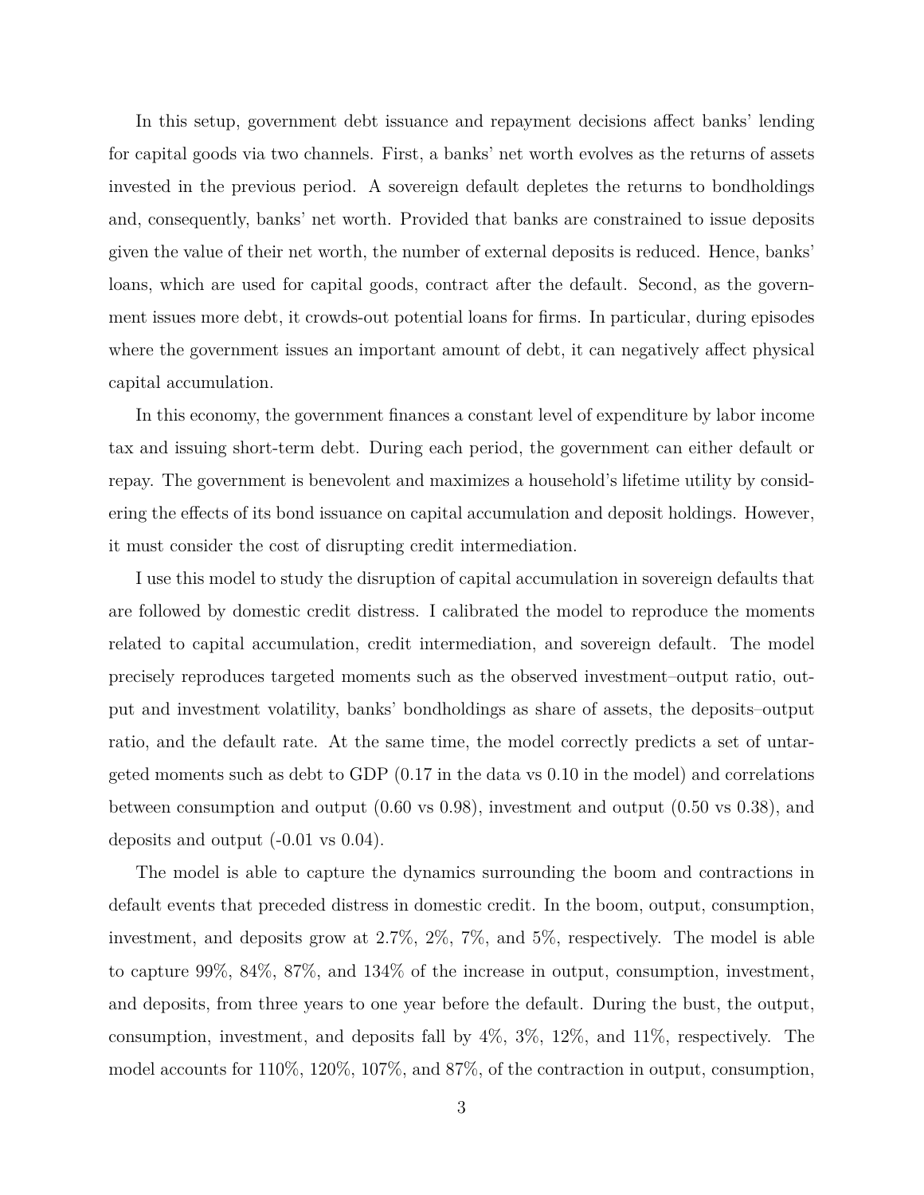In this setup, government debt issuance and repayment decisions affect banks' lending for capital goods via two channels. First, a banks' net worth evolves as the returns of assets invested in the previous period. A sovereign default depletes the returns to bondholdings and, consequently, banks' net worth. Provided that banks are constrained to issue deposits given the value of their net worth, the number of external deposits is reduced. Hence, banks' loans, which are used for capital goods, contract after the default. Second, as the government issues more debt, it crowds-out potential loans for firms. In particular, during episodes where the government issues an important amount of debt, it can negatively affect physical capital accumulation.

In this economy, the government finances a constant level of expenditure by labor income tax and issuing short-term debt. During each period, the government can either default or repay. The government is benevolent and maximizes a household's lifetime utility by considering the effects of its bond issuance on capital accumulation and deposit holdings. However, it must consider the cost of disrupting credit intermediation.

I use this model to study the disruption of capital accumulation in sovereign defaults that are followed by domestic credit distress. I calibrated the model to reproduce the moments related to capital accumulation, credit intermediation, and sovereign default. The model precisely reproduces targeted moments such as the observed investment–output ratio, output and investment volatility, banks' bondholdings as share of assets, the deposits–output ratio, and the default rate. At the same time, the model correctly predicts a set of untargeted moments such as debt to GDP (0.17 in the data vs 0.10 in the model) and correlations between consumption and output (0.60 vs 0.98), investment and output (0.50 vs 0.38), and deposits and output (-0.01 vs 0.04).

The model is able to capture the dynamics surrounding the boom and contractions in default events that preceded distress in domestic credit. In the boom, output, consumption, investment, and deposits grow at 2.7%, 2%, 7%, and 5%, respectively. The model is able to capture 99%, 84%, 87%, and 134% of the increase in output, consumption, investment, and deposits, from three years to one year before the default. During the bust, the output, consumption, investment, and deposits fall by 4%, 3%, 12%, and 11%, respectively. The model accounts for 110%, 120%, 107%, and 87%, of the contraction in output, consumption,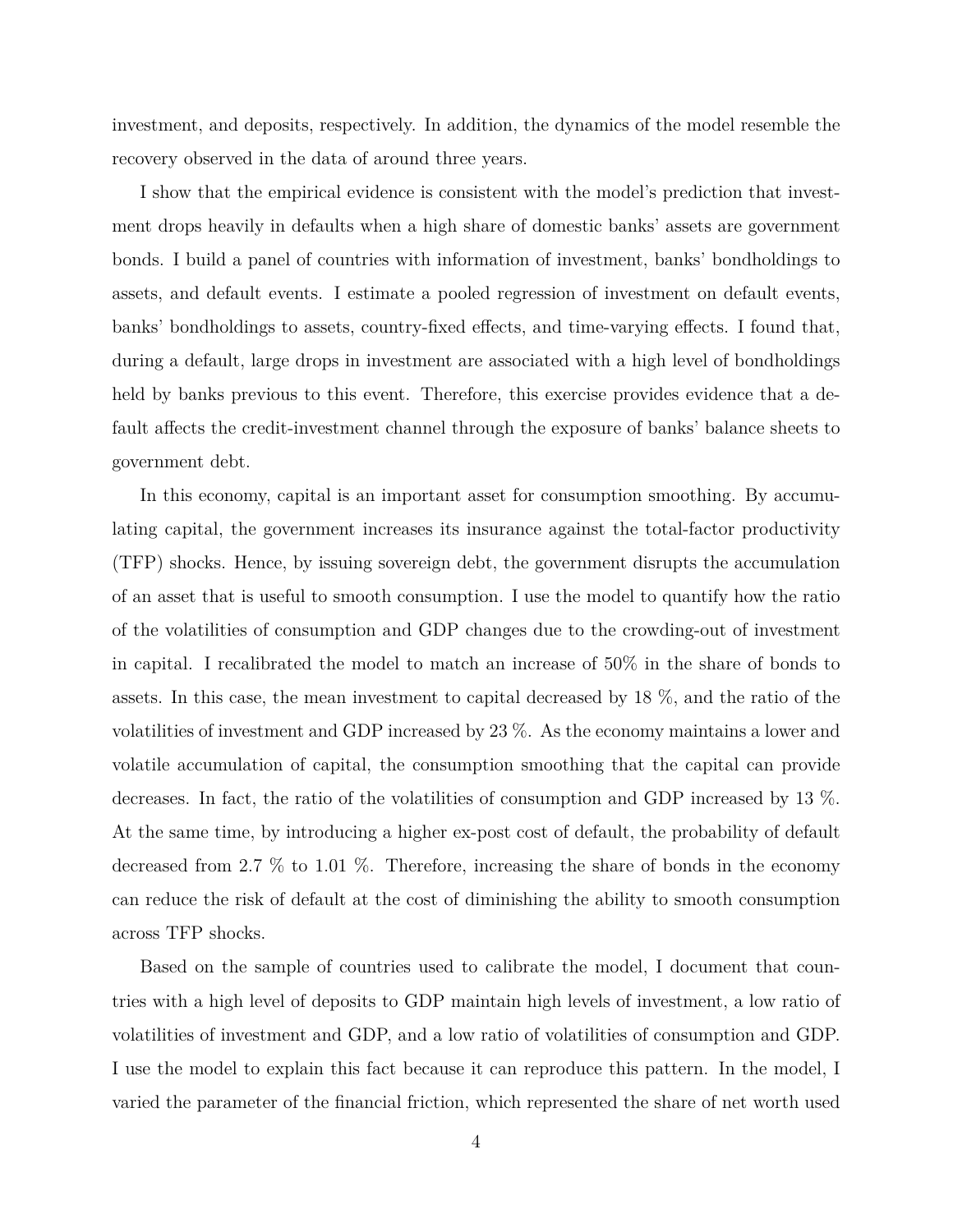investment, and deposits, respectively. In addition, the dynamics of the model resemble the recovery observed in the data of around three years.

I show that the empirical evidence is consistent with the model's prediction that investment drops heavily in defaults when a high share of domestic banks' assets are government bonds. I build a panel of countries with information of investment, banks' bondholdings to assets, and default events. I estimate a pooled regression of investment on default events, banks' bondholdings to assets, country-fixed effects, and time-varying effects. I found that, during a default, large drops in investment are associated with a high level of bondholdings held by banks previous to this event. Therefore, this exercise provides evidence that a default affects the credit-investment channel through the exposure of banks' balance sheets to government debt.

In this economy, capital is an important asset for consumption smoothing. By accumulating capital, the government increases its insurance against the total-factor productivity (TFP) shocks. Hence, by issuing sovereign debt, the government disrupts the accumulation of an asset that is useful to smooth consumption. I use the model to quantify how the ratio of the volatilities of consumption and GDP changes due to the crowding-out of investment in capital. I recalibrated the model to match an increase of 50% in the share of bonds to assets. In this case, the mean investment to capital decreased by 18 %, and the ratio of the volatilities of investment and GDP increased by 23 %. As the economy maintains a lower and volatile accumulation of capital, the consumption smoothing that the capital can provide decreases. In fact, the ratio of the volatilities of consumption and GDP increased by 13 %. At the same time, by introducing a higher ex-post cost of default, the probability of default decreased from 2.7 % to 1.01 %. Therefore, increasing the share of bonds in the economy can reduce the risk of default at the cost of diminishing the ability to smooth consumption across TFP shocks.

Based on the sample of countries used to calibrate the model, I document that countries with a high level of deposits to GDP maintain high levels of investment, a low ratio of volatilities of investment and GDP, and a low ratio of volatilities of consumption and GDP. I use the model to explain this fact because it can reproduce this pattern. In the model, I varied the parameter of the financial friction, which represented the share of net worth used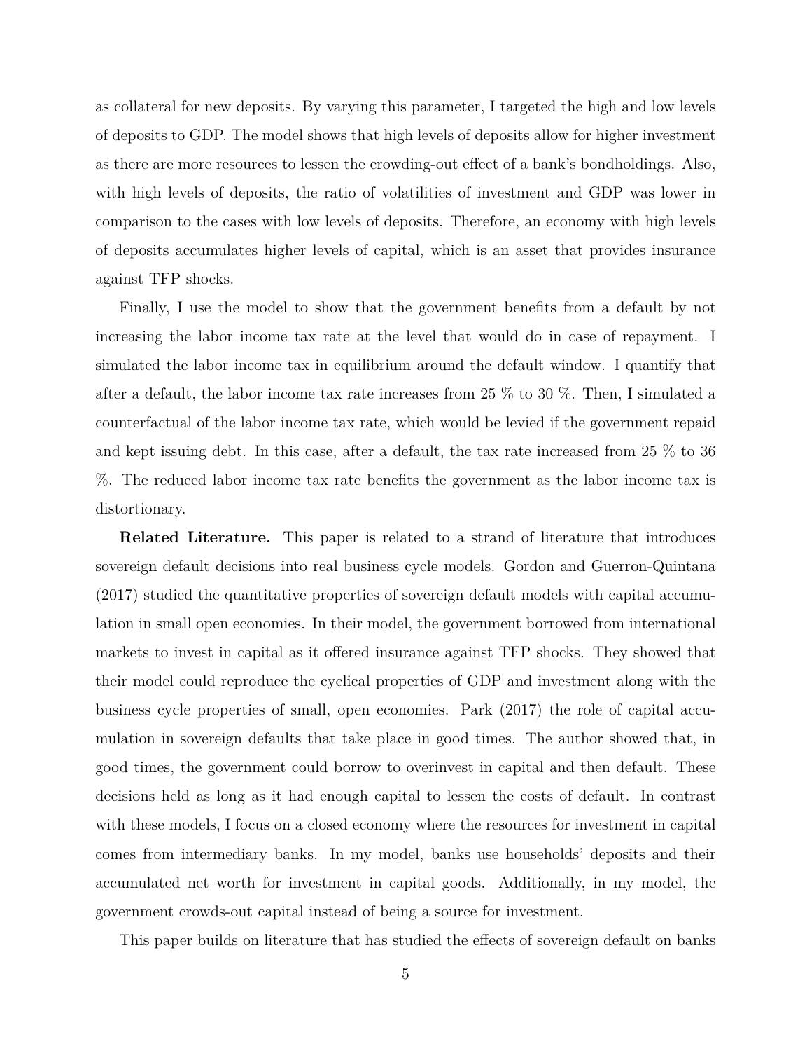as collateral for new deposits. By varying this parameter, I targeted the high and low levels of deposits to GDP. The model shows that high levels of deposits allow for higher investment as there are more resources to lessen the crowding-out effect of a bank's bondholdings. Also, with high levels of deposits, the ratio of volatilities of investment and GDP was lower in comparison to the cases with low levels of deposits. Therefore, an economy with high levels of deposits accumulates higher levels of capital, which is an asset that provides insurance against TFP shocks.

Finally, I use the model to show that the government benefits from a default by not increasing the labor income tax rate at the level that would do in case of repayment. I simulated the labor income tax in equilibrium around the default window. I quantify that after a default, the labor income tax rate increases from 25 % to 30 %. Then, I simulated a counterfactual of the labor income tax rate, which would be levied if the government repaid and kept issuing debt. In this case, after a default, the tax rate increased from 25 % to 36 %. The reduced labor income tax rate benefits the government as the labor income tax is distortionary.

**Related Literature.** This paper is related to a strand of literature that introduces sovereign default decisions into real business cycle models. Gordon and Guerron-Quintana (2017) studied the quantitative properties of sovereign default models with capital accumulation in small open economies. In their model, the government borrowed from international markets to invest in capital as it offered insurance against TFP shocks. They showed that their model could reproduce the cyclical properties of GDP and investment along with the business cycle properties of small, open economies. Park (2017) the role of capital accumulation in sovereign defaults that take place in good times. The author showed that, in good times, the government could borrow to overinvest in capital and then default. These decisions held as long as it had enough capital to lessen the costs of default. In contrast with these models, I focus on a closed economy where the resources for investment in capital comes from intermediary banks. In my model, banks use households' deposits and their accumulated net worth for investment in capital goods. Additionally, in my model, the government crowds-out capital instead of being a source for investment.

This paper builds on literature that has studied the effects of sovereign default on banks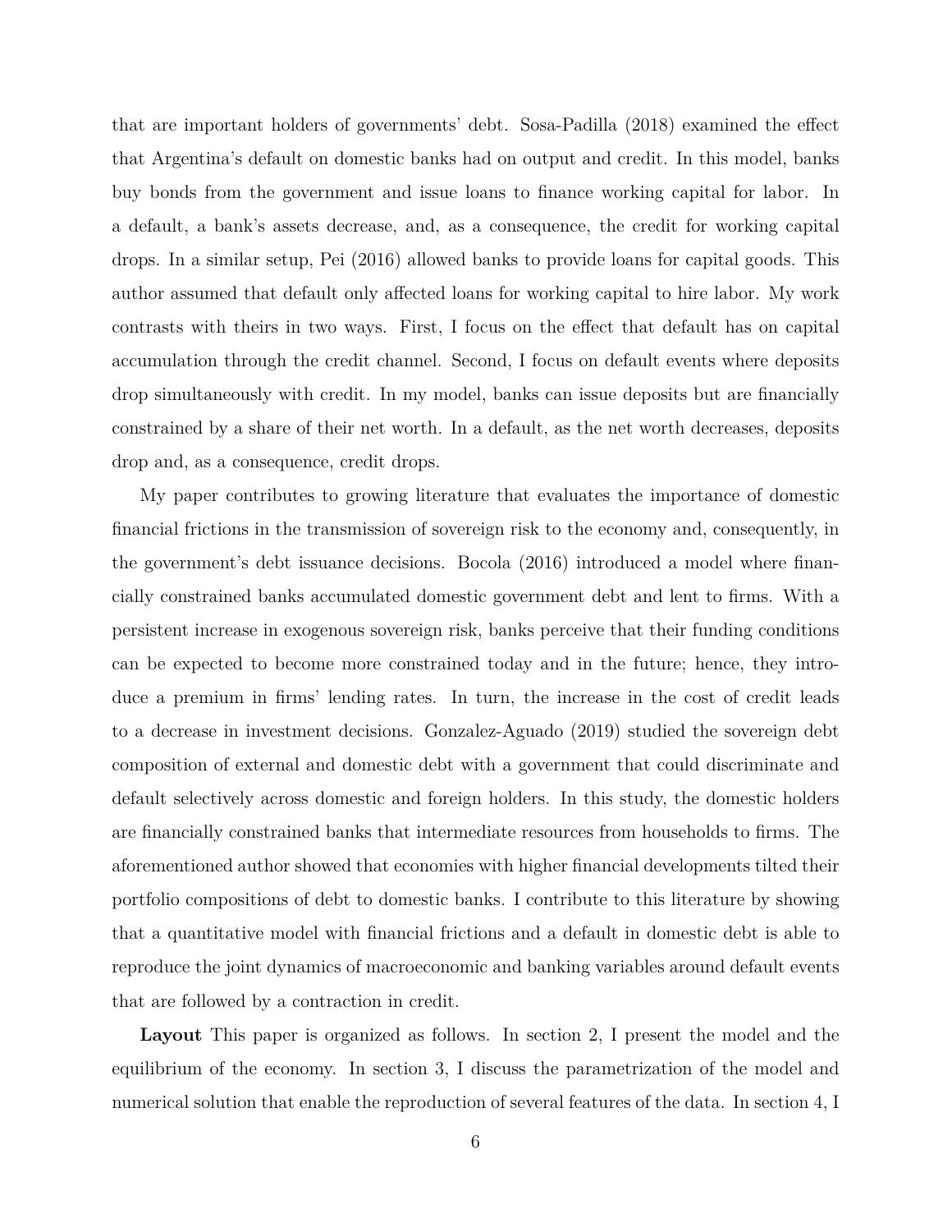that are important holders of governments' debt. Sosa-Padilla (2018) examined the effect that Argentina's default on domestic banks had on output and credit. In this model, banks buy bonds from the government and issue loans to finance working capital for labor. In a default, a bank's assets decrease, and, as a consequence, the credit for working capital drops. In a similar setup, Pei (2016) allowed banks to provide loans for capital goods. This author assumed that default only affected loans for working capital to hire labor. My work contrasts with theirs in two ways. First, I focus on the effect that default has on capital accumulation through the credit channel. Second, I focus on default events where deposits drop simultaneously with credit. In my model, banks can issue deposits but are financially constrained by a share of their net worth. In a default, as the net worth decreases, deposits drop and, as a consequence, credit drops.

My paper contributes to growing literature that evaluates the importance of domestic financial frictions in the transmission of sovereign risk to the economy and, consequently, in the government's debt issuance decisions. Bocola (2016) introduced a model where financially constrained banks accumulated domestic government debt and lent to firms. With a persistent increase in exogenous sovereign risk, banks perceive that their funding conditions can be expected to become more constrained today and in the future; hence, they introduce a premium in firms' lending rates. In turn, the increase in the cost of credit leads to a decrease in investment decisions. Gonzalez-Aguado (2019) studied the sovereign debt composition of external and domestic debt with a government that could discriminate and default selectively across domestic and foreign holders. In this study, the domestic holders are financially constrained banks that intermediate resources from households to firms. The aforementioned author showed that economies with higher financial developments tilted their portfolio compositions of debt to domestic banks. I contribute to this literature by showing that a quantitative model with financial frictions and a default in domestic debt is able to reproduce the joint dynamics of macroeconomic and banking variables around default events that are followed by a contraction in credit.

**Layout** This paper is organized as follows. In section 2, I present the model and the equilibrium of the economy. In section 3, I discuss the parametrization of the model and numerical solution that enable the reproduction of several features of the data. In section 4, I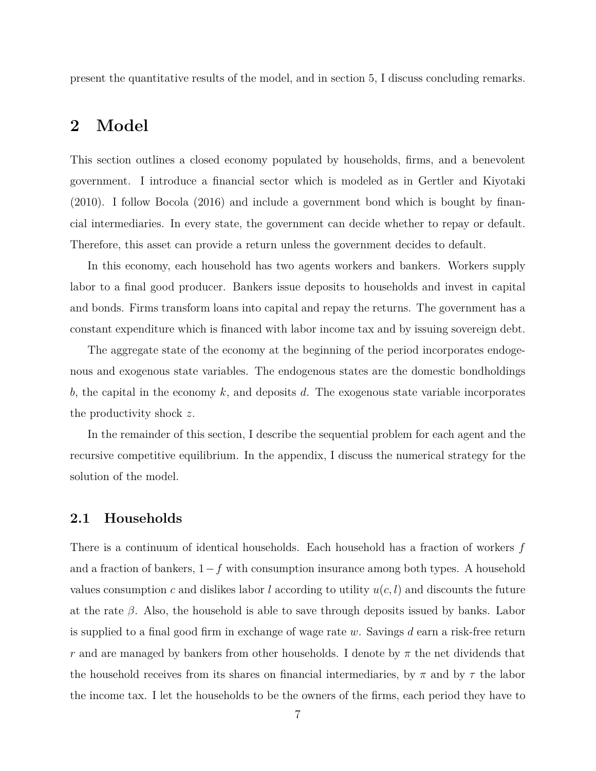present the quantitative results of the model, and in section 5, I discuss concluding remarks.

# 2 Model

This section outlines a closed economy populated by households, firms, and a benevolent government. I introduce a financial sector which is modeled as in Gertler and Kiyotaki (2010). I follow Bocola (2016) and include a government bond which is bought by financial intermediaries. In every state, the government can decide whether to repay or default. Therefore, this asset can provide a return unless the government decides to default.

In this economy, each household has two agents workers and bankers. Workers supply labor to a final good producer. Bankers issue deposits to households and invest in capital and bonds. Firms transform loans into capital and repay the returns. The government has a constant expenditure which is financed with labor income tax and by issuing sovereign debt.

The aggregate state of the economy at the beginning of the period incorporates endogenous and exogenous state variables. The endogenous states are the domestic bondholdings $b$, the capital in the economy $k$, and deposits $d$. The exogenous state variable incorporates the productivity shock $z$.

In the remainder of this section, I describe the sequential problem for each agent and the recursive competitive equilibrium. In the appendix, I discuss the numerical strategy for the solution of the model.

## 2.1 Households

There is a continuum of identical households. Each household has a fraction of workers $f$ and a fraction of bankers, $1 - f$ with consumption insurance among both types. A household values consumption $c$ and dislikes labor $l$ according to utility $u(c, l)$ and discounts the future at the rate $\beta$. Also, the household is able to save through deposits issued by banks. Labor is supplied to a final good firm in exchange of wage rate $w$. Savings $d$ earn a risk-free return $r$ and are managed by bankers from other households. I denote by $\pi$ the net dividends that the household receives from its shares on financial intermediaries, by $\pi$ and by $\tau$ the labor the income tax. I let the households to be the owners of the firms, each period they have to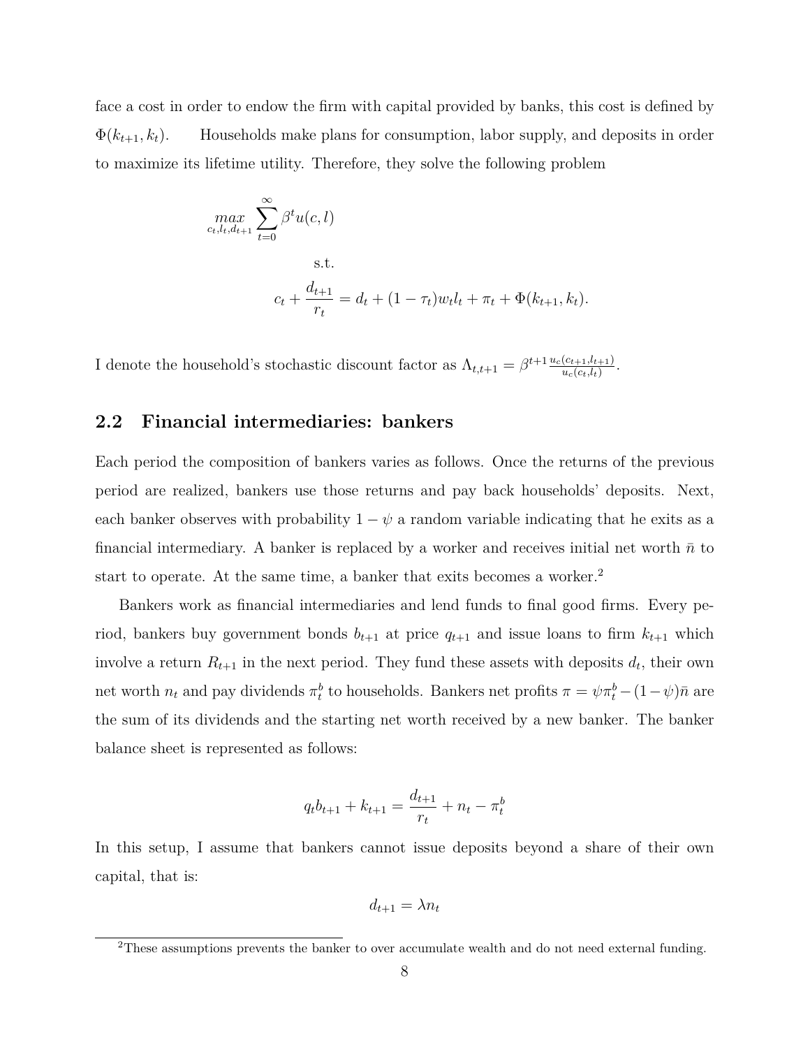face a cost in order to endow the firm with capital provided by banks, this cost is defined by $\Phi(k_{t+1}, k_t)$. Households make plans for consumption, labor supply, and deposits in order to maximize its lifetime utility. Therefore, they solve the following problem

$$\max_{c_t, l_t, d_{t+1}} \sum_{t=0}^{\infty} \beta^t u(c, l)$$

$$\text{s.t.}$$

$$c_t + \frac{d_{t+1}}{r_t} = d_t + (1 - \tau_t) w_t l_t + \pi_t + \Phi(k_{t+1}, k_t).$$

I denote the household's stochastic discount factor as $\Lambda_{t,t+1} = \beta^{t+1} \frac{u_c(c_{t+1}, l_{t+1})}{u_c(c_t, l_t)}$.

## 2.2 Financial intermediaries: bankers

Each period the composition of bankers varies as follows. Once the returns of the previous period are realized, bankers use those returns and pay back households' deposits. Next, each banker observes with probability $1 - \psi$ a random variable indicating that he exits as a financial intermediary. A banker is replaced by a worker and receives initial net worth $\bar{n}$ to start to operate. At the same time, a banker that exits becomes a worker.[2]

Bankers work as financial intermediaries and lend funds to final good firms. Every period, bankers buy government bonds $b_{t+1}$ at price $q_{t+1}$ and issue loans to firm $k_{t+1}$ which involve a return $R_{t+1}$ in the next period. They fund these assets with deposits $d_t$, their own net worth $n_t$ and pay dividends $\pi_t^b$ to households. Bankers net profits $\pi = \psi \pi_t^b - (1 - \psi)\bar{n}$ are the sum of its dividends and the starting net worth received by a new banker. The banker balance sheet is represented as follows:

$$q_t b_{t+1} + k_{t+1} = \frac{d_{t+1}}{r_t} + n_t - \pi_t^b$$

In this setup, I assume that bankers cannot issue deposits beyond a share of their own capital, that is:

$$d_{t+1} = \lambda n_t$$

[2] These assumptions prevents the banker to over accumulate wealth and do not need external funding.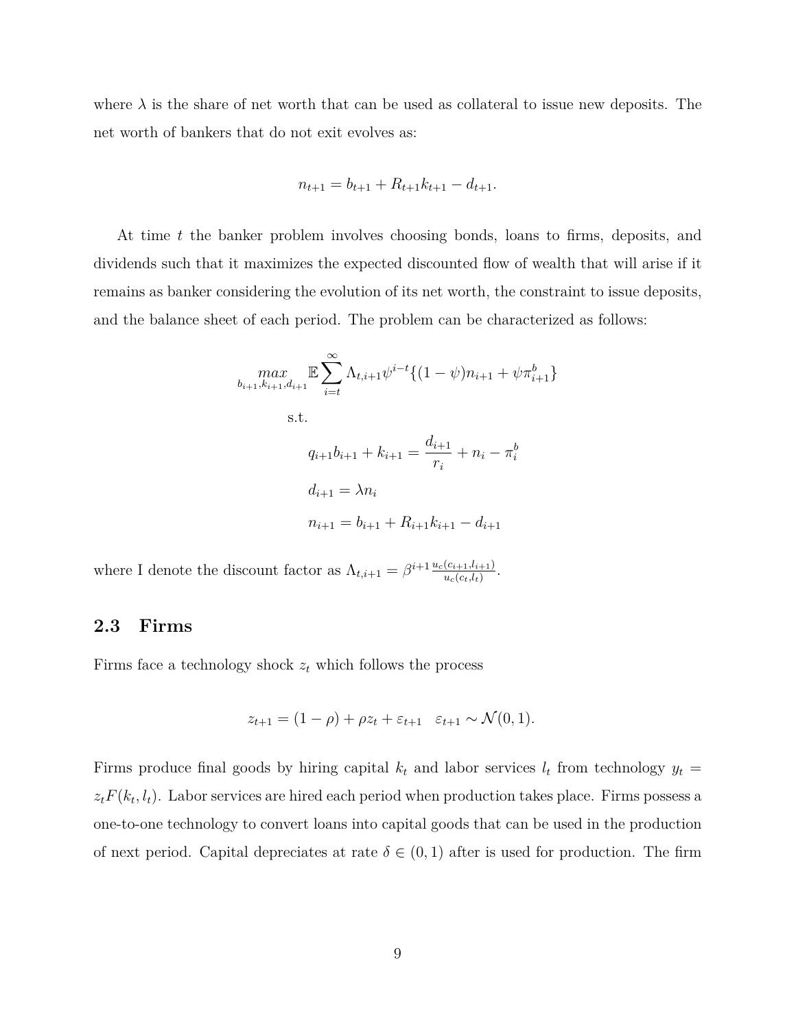where $\lambda$ is the share of net worth that can be used as collateral to issue new deposits. The net worth of bankers that do not exit evolves as:

$$n_{t+1} = b_{t+1} + R_{t+1}k_{t+1} - d_{t+1}.$$

At time $t$ the banker problem involves choosing bonds, loans to firms, deposits, and dividends such that it maximizes the expected discounted flow of wealth that will arise if it remains as banker considering the evolution of its net worth, the constraint to issue deposits, and the balance sheet of each period. The problem can be characterized as follows:

$$\underset{b_{i+1},k_{i+1},d_{i+1}}{max} \mathbb{E} \sum_{i=t}^{\infty} \Lambda_{t,i+1} \psi^{i-t} \{(1-\psi)n_{i+1} + \psi \pi_{i+1}^{b}\}$$

s.t.

$$q_{i+1}b_{i+1} + k_{i+1} = \frac{d_{i+1}}{r_i} + n_i - \pi_i^b$$

$$d_{i+1} = \lambda n_i$$

$$n_{i+1} = b_{i+1} + R_{i+1}k_{i+1} - d_{i+1}$$

where I denote the discount factor as $\Lambda_{t,i+1} = \beta^{i+1} \frac{u_c(c_{i+1},l_{i+1})}{u_c(c_t,l_t)}$.

## 2.3 Firms

Firms face a technology shock $z_t$ which follows the process

$$z_{t+1} = (1-\rho) + \rho z_t + \varepsilon_{t+1} \quad \varepsilon_{t+1} \sim \mathcal{N}(0,1).$$

Firms produce final goods by hiring capital $k_t$ and labor services $l_t$ from technology $y_t = z_t F(k_t, l_t)$. Labor services are hired each period when production takes place. Firms possess a one-to-one technology to convert loans into capital goods that can be used in the production of next period. Capital depreciates at rate $\delta \in (0,1)$ after is used for production. The firm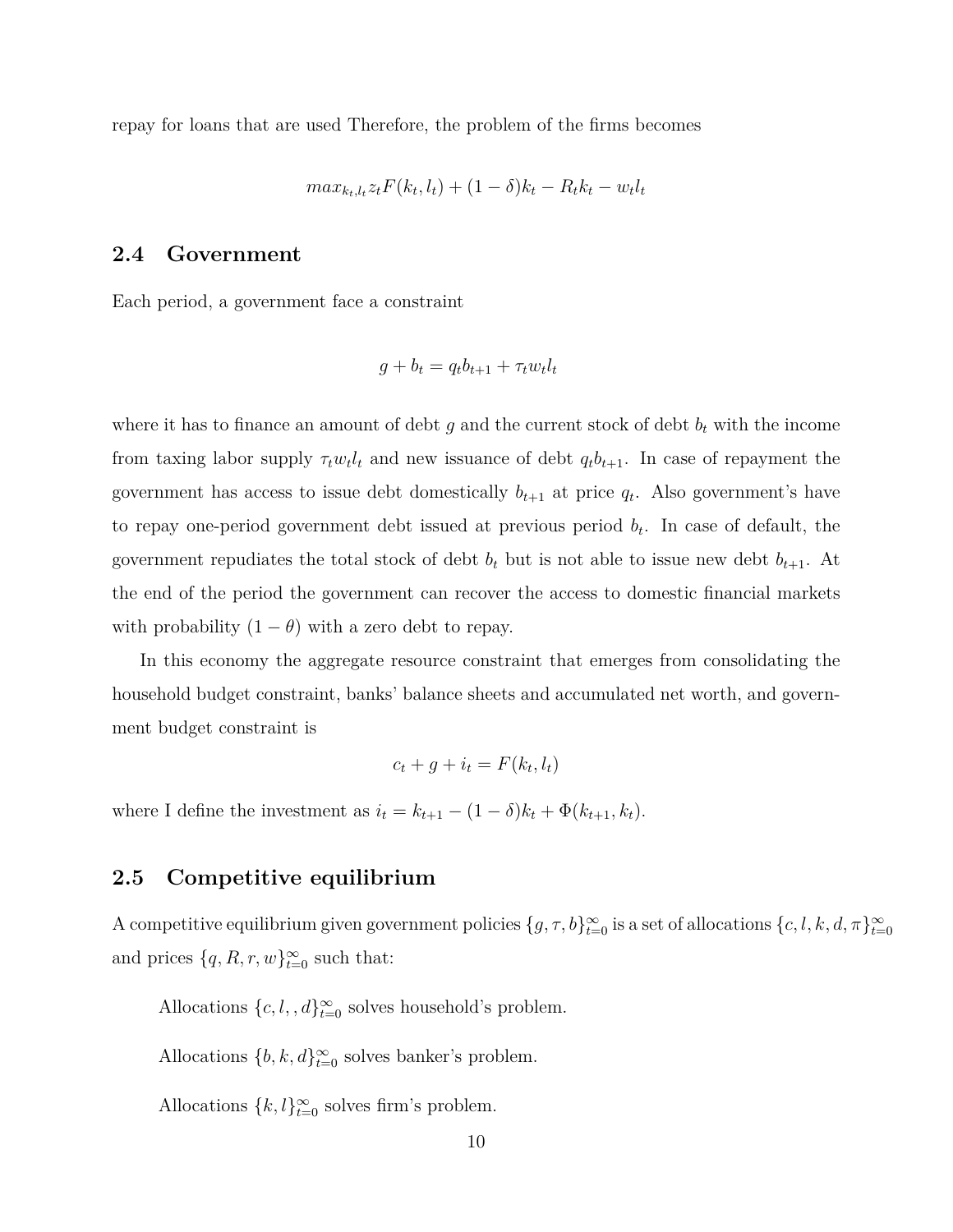repay for loans that are used Therefore, the problem of the firms becomes

$$max_{k_t,l_t} z_t F(k_t, l_t) + (1-\delta)k_t - R_t k_t - w_t l_t$$

## 2.4 Government

Each period, a government face a constraint

$$g + b_t = q_t b_{t+1} + \tau_t w_t l_t$$

where it has to finance an amount of debt $g$ and the current stock of debt $b_t$ with the income from taxing labor supply $\tau_t w_t l_t$ and new issuance of debt $q_t b_{t+1}$. In case of repayment the government has access to issue debt domestically $b_{t+1}$ at price $q_t$. Also government's have to repay one-period government debt issued at previous period $b_t$. In case of default, the government repudiates the total stock of debt $b_t$ but is not able to issue new debt $b_{t+1}$. At the end of the period the government can recover the access to domestic financial markets with probability $(1-\theta)$ with a zero debt to repay.

In this economy the aggregate resource constraint that emerges from consolidating the household budget constraint, banks' balance sheets and accumulated net worth, and government budget constraint is

$$c_t + g + i_t = F(k_t, l_t)$$

where I define the investment as $i_t = k_{t+1} - (1-\delta)k_t + \Phi(k_{t+1}, k_t)$.

## 2.5 Competitive equilibrium

A competitive equilibrium given government policies $\{g, \tau, b\}_{t=0}^{\infty}$ is a set of allocations $\{c, l, k, d, \pi\}_{t=0}^{\infty}$ and prices $\{q, R, r, w\}_{t=0}^{\infty}$ such that:

Allocations $\{c, l, , d\}_{t=0}^{\infty}$ solves household's problem.

Allocations $\{b, k, d\}_{t=0}^{\infty}$ solves banker's problem.

Allocations $\{k, l\}_{t=0}^{\infty}$ solves firm's problem.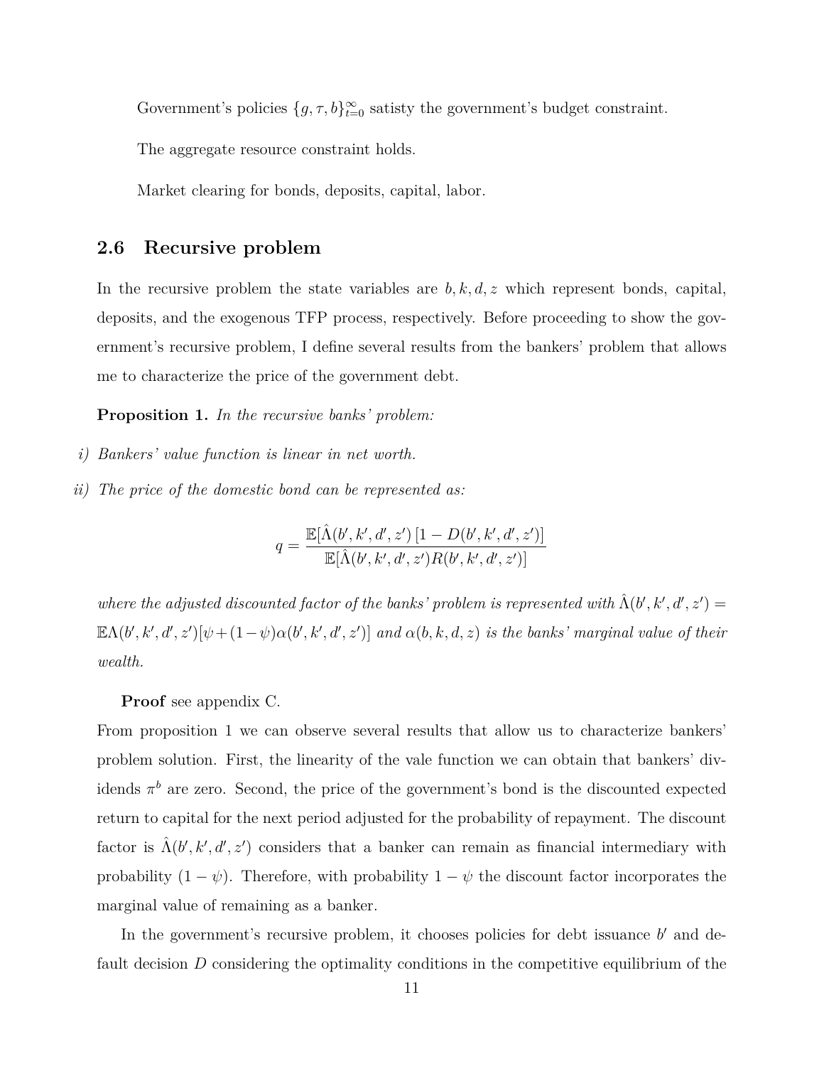Government's policies $\{g, \tau, b\}_{t=0}^{\infty}$ satisty the government's budget constraint.

The aggregate resource constraint holds.

Market clearing for bonds, deposits, capital, labor.

### 2.6 Recursive problem

In the recursive problem the state variables are $b, k, d, z$ which represent bonds, capital, deposits, and the exogenous TFP process, respectively. Before proceeding to show the government's recursive problem, I define several results from the bankers' problem that allows me to characterize the price of the government debt.

**Proposition 1.** *In the recursive banks' problem:*

*i) Bankers' value function is linear in net worth.*

*ii) The price of the domestic bond can be represented as:*

$$q = \frac{\mathbb{E}[\hat{\Lambda}(b', k', d', z')\,[1 - D(b', k', d', z')]}{\mathbb{E}[\hat{\Lambda}(b', k', d', z')R(b', k', d', z')]}$$

*where the adjusted discounted factor of the banks' problem is represented with* $\hat{\Lambda}(b', k', d', z') = \mathbb{E}\Lambda(b', k', d', z')[\psi + (1-\psi)\alpha(b', k', d', z')]$ *and* $\alpha(b, k, d, z)$ *is the banks' marginal value of their wealth.*

**Proof** see appendix C.

From proposition 1 we can observe several results that allow us to characterize bankers' problem solution. First, the linearity of the vale function we can obtain that bankers' dividends $\pi^b$ are zero. Second, the price of the government's bond is the discounted expected return to capital for the next period adjusted for the probability of repayment. The discount factor is $\hat{\Lambda}(b', k', d', z')$ considers that a banker can remain as financial intermediary with probability $(1 - \psi)$. Therefore, with probability $1 - \psi$ the discount factor incorporates the marginal value of remaining as a banker.

In the government's recursive problem, it chooses policies for debt issuance $b'$ and default decision $D$ considering the optimality conditions in the competitive equilibrium of the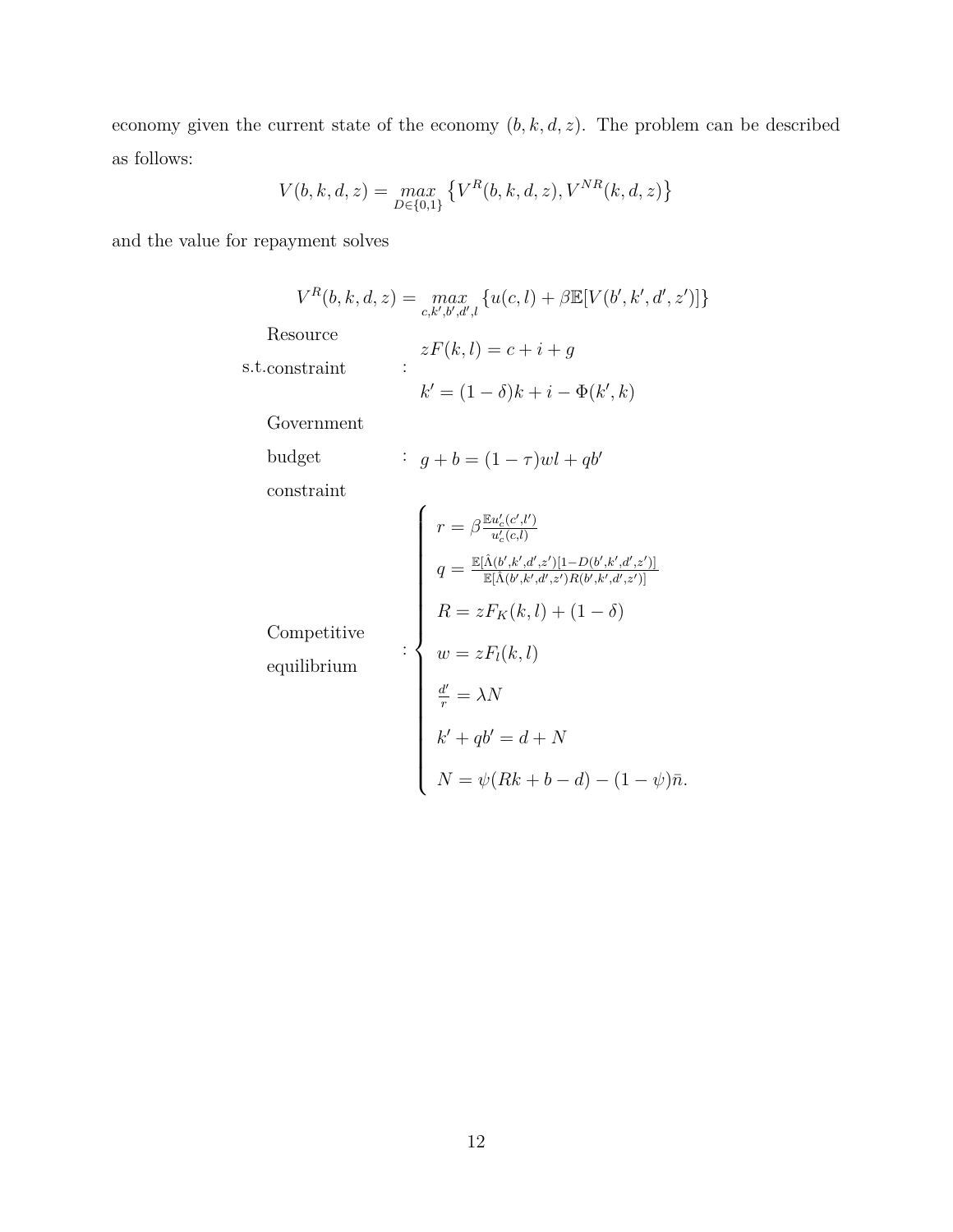economy given the current state of the economy $(b, k, d, z)$. The problem can be described as follows:

$$V(b,k,d,z) = \underset{D \in \{0,1\}}{max} \left\{ V^R(b,k,d,z), V^{NR}(k,d,z) \right\}$$

and the value for repayment solves

$$V^R(b,k,d,z) = \underset{c,k',b',d',l}{max} \left\{ u(c,l) + \beta \mathbb{E}[V(b',k',d',z')] \right\}$$

s.t. Resource constraint:

$$zF(k,l) = c + i + g$$

$$k' = (1-\delta)k + i - \Phi(k',k)$$

Government budget constraint:

$$g + b = (1-\tau)wl + qb'$$

Competitive equilibrium:

$$\begin{cases} r = \beta \frac{\mathbb{E}u_c'(c',l')}{u_c'(c,l)} \\ q = \frac{\mathbb{E}[\hat{\Lambda}(b',k',d',z')[1-D(b',k',d',z')]]}{\mathbb{E}[\hat{\Lambda}(b',k',d',z')R(b',k',d',z')]} \\ R = zF_K(k,l) + (1-\delta) \\ w = zF_l(k,l) \\ \frac{d'}{r} = \lambda N \\ k' + qb' = d + N \\ N = \psi(Rk + b - d) - (1-\psi)\bar{n}. \end{cases}$$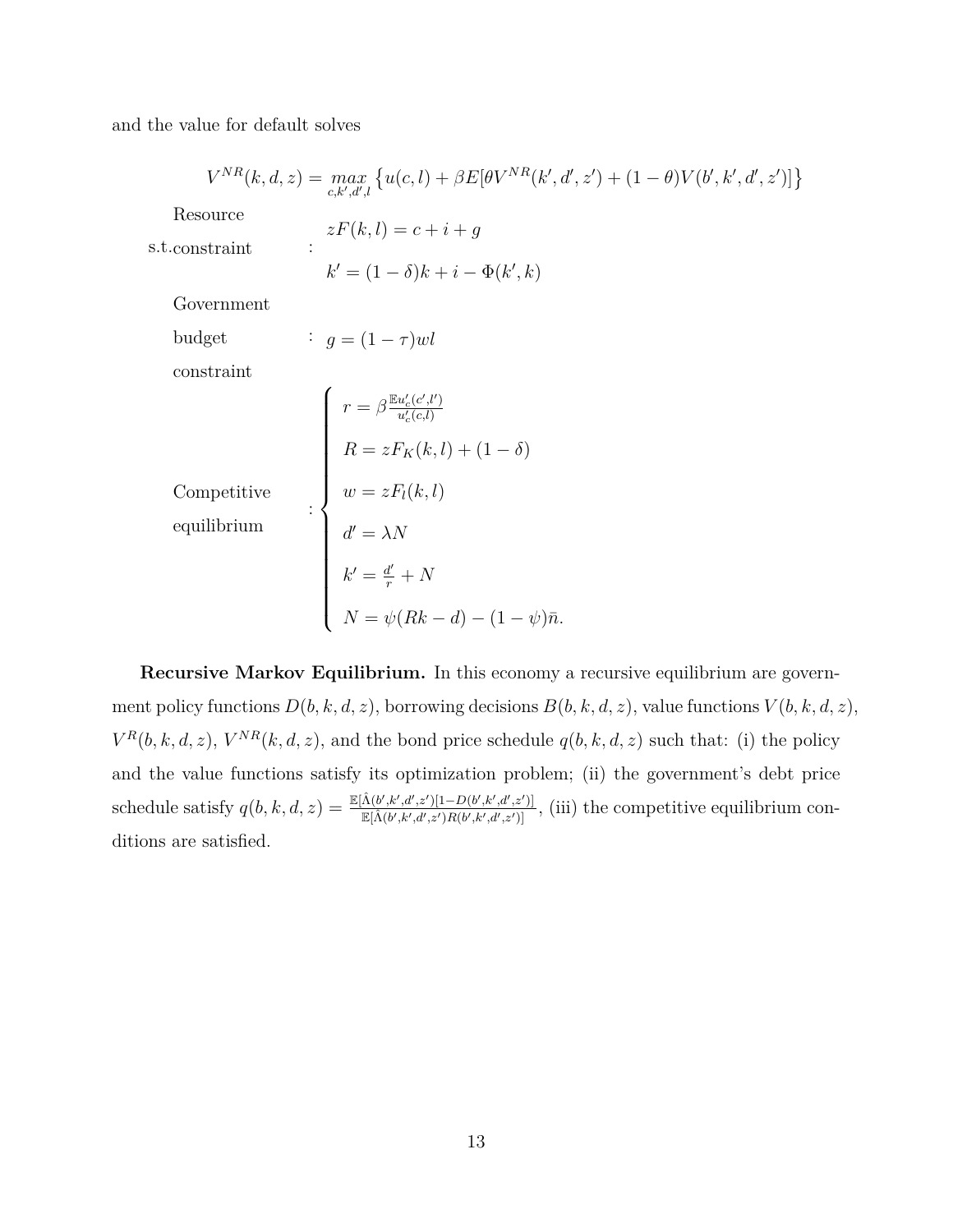and the value for default solves

$$V^{NR}(k,d,z) = \max_{c,k',d',l} \left\{ u(c,l) + \beta E[\theta V^{NR}(k',d',z') + (1-\theta)V(b',k',d',z')] \right\}$$

$$\text{s.t.} \quad \begin{array}{ll} \text{Resource constraint} & : \begin{array}{l} zF(k,l) = c + i + g \\ k' = (1-\delta)k + i - \Phi(k',k) \end{array} \\ \text{Government budget constraint} & : \; g = (1-\tau)wl \\ \text{Competitive equilibrium} & : \left\{ \begin{array}{l} r = \beta \frac{\mathbb{E}u_c'(c',l')}{u_c'(c,l)} \\ R = zF_K(k,l) + (1-\delta) \\ w = zF_l(k,l) \\ d' = \lambda N \\ k' = \frac{d'}{r} + N \\ N = \psi(Rk - d) - (1-\psi)\bar{n}. \end{array} \right. \end{array}$$

**Recursive Markov Equilibrium.** In this economy a recursive equilibrium are government policy functions $D(b,k,d,z)$, borrowing decisions $B(b,k,d,z)$, value functions $V(b,k,d,z)$, $V^R(b,k,d,z)$, $V^{NR}(k,d,z)$, and the bond price schedule $q(b,k,d,z)$ such that: (i) the policy and the value functions satisfy its optimization problem; (ii) the government's debt price schedule satisfy $q(b,k,d,z) = \frac{\mathbb{E}[\hat{\Lambda}(b',k',d',z')[1-D(b',k',d',z')]}{\mathbb{E}[\hat{\Lambda}(b',k',d',z')R(b',k',d',z')]}$, (iii) the competitive equilibrium conditions are satisfied.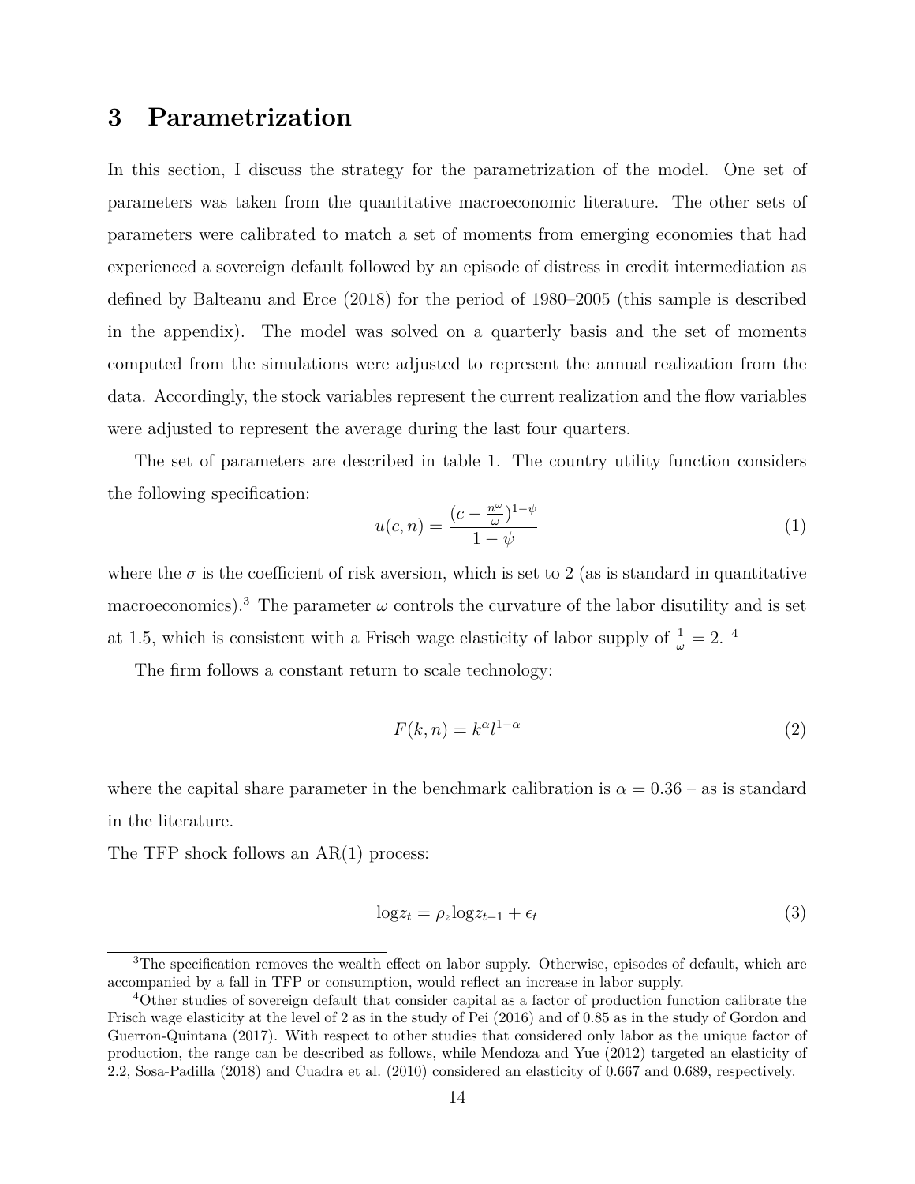# 3 Parametrization

In this section, I discuss the strategy for the parametrization of the model. One set of parameters was taken from the quantitative macroeconomic literature. The other sets of parameters were calibrated to match a set of moments from emerging economies that had experienced a sovereign default followed by an episode of distress in credit intermediation as defined by Balteanu and Erce (2018) for the period of 1980–2005 (this sample is described in the appendix). The model was solved on a quarterly basis and the set of moments computed from the simulations were adjusted to represent the annual realization from the data. Accordingly, the stock variables represent the current realization and the flow variables were adjusted to represent the average during the last four quarters.

The set of parameters are described in table 1. The country utility function considers the following specification:

$$u(c,n) = \frac{(c - \frac{n^{\omega}}{\omega})^{1-\psi}}{1-\psi} \tag{1}$$

where the $\sigma$ is the coefficient of risk aversion, which is set to 2 (as is standard in quantitative macroeconomics).[3] The parameter $\omega$ controls the curvature of the labor disutility and is set at 1.5, which is consistent with a Frisch wage elasticity of labor supply of $\frac{1}{\omega} = 2$.[4]

The firm follows a constant return to scale technology:

$$F(k,n) = k^{\alpha} l^{1-\alpha} \tag{2}$$

where the capital share parameter in the benchmark calibration is $\alpha = 0.36$ – as is standard in the literature.

The TFP shock follows an AR(1) process:

$$\log z_t = \rho_z \log z_{t-1} + \epsilon_t \tag{3}$$

[3]The specification removes the wealth effect on labor supply. Otherwise, episodes of default, which are accompanied by a fall in TFP or consumption, would reflect an increase in labor supply.

[4]Other studies of sovereign default that consider capital as a factor of production function calibrate the Frisch wage elasticity at the level of 2 as in the study of Pei (2016) and of 0.85 as in the study of Gordon and Guerron-Quintana (2017). With respect to other studies that considered only labor as the unique factor of production, the range can be described as follows, while Mendoza and Yue (2012) targeted an elasticity of 2.2, Sosa-Padilla (2018) and Cuadra et al. (2010) considered an elasticity of 0.667 and 0.689, respectively.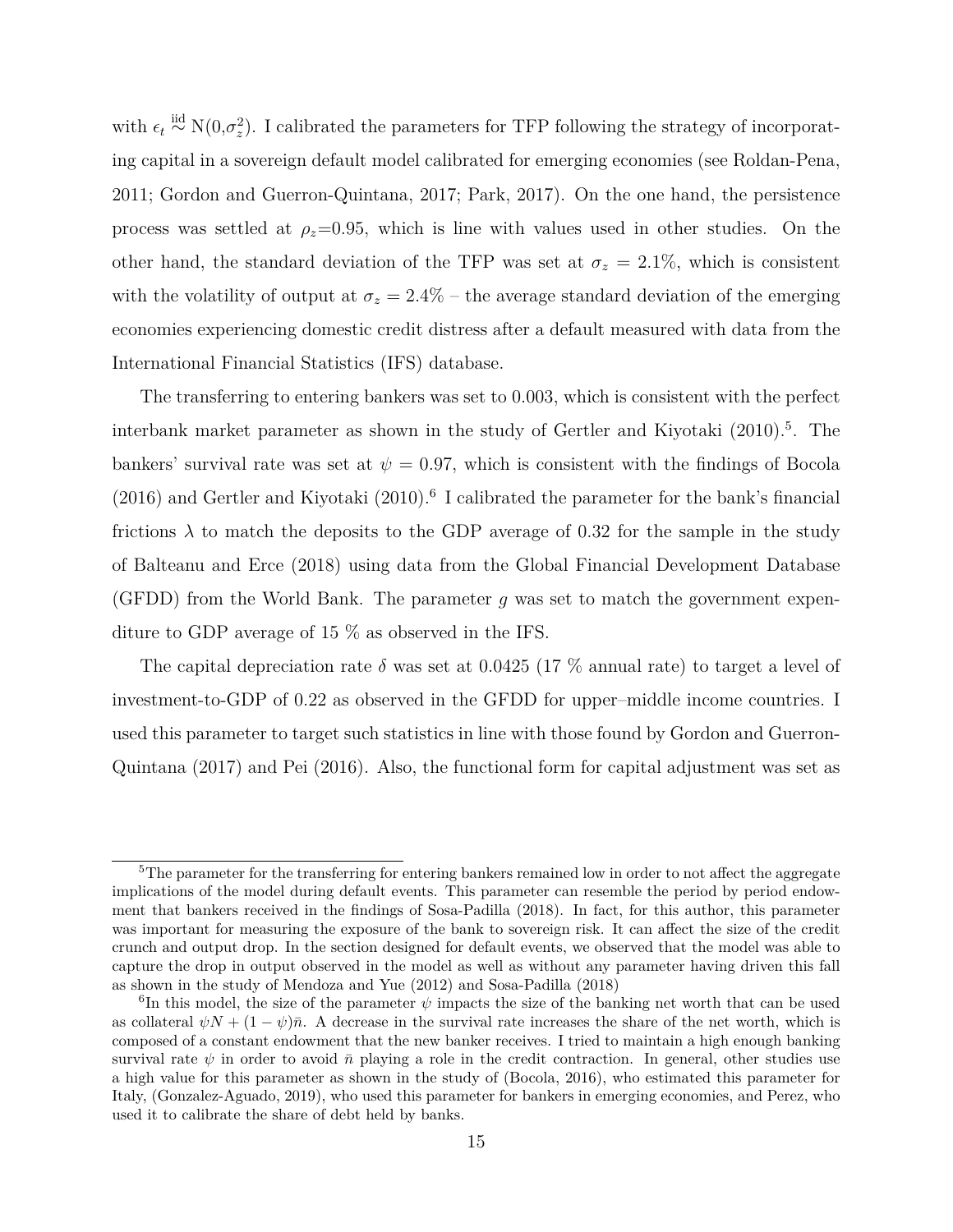with $\epsilon_t \overset{\text{iid}}{\sim} \text{N}(0,\sigma_z^2)$. I calibrated the parameters for TFP following the strategy of incorporating capital in a sovereign default model calibrated for emerging economies (see Roldan-Pena, 2011; Gordon and Guerron-Quintana, 2017; Park, 2017). On the one hand, the persistence process was settled at $\rho_z$=0.95, which is line with values used in other studies. On the other hand, the standard deviation of the TFP was set at $\sigma_z = 2.1\%$, which is consistent with the volatility of output at $\sigma_z = 2.4\%$ – the average standard deviation of the emerging economies experiencing domestic credit distress after a default measured with data from the International Financial Statistics (IFS) database.

The transferring to entering bankers was set to 0.003, which is consistent with the perfect interbank market parameter as shown in the study of Gertler and Kiyotaki (2010).[5]. The bankers' survival rate was set at $\psi = 0.97$, which is consistent with the findings of Bocola (2016) and Gertler and Kiyotaki (2010).[6] I calibrated the parameter for the bank's financial frictions $\lambda$ to match the deposits to the GDP average of 0.32 for the sample in the study of Balteanu and Erce (2018) using data from the Global Financial Development Database (GFDD) from the World Bank. The parameter $g$ was set to match the government expenditure to GDP average of 15 % as observed in the IFS.

The capital depreciation rate $\delta$ was set at 0.0425 (17 % annual rate) to target a level of investment-to-GDP of 0.22 as observed in the GFDD for upper–middle income countries. I used this parameter to target such statistics in line with those found by Gordon and Guerron-Quintana (2017) and Pei (2016). Also, the functional form for capital adjustment was set as

[5] The parameter for the transferring for entering bankers remained low in order to not affect the aggregate implications of the model during default events. This parameter can resemble the period by period endowment that bankers received in the findings of Sosa-Padilla (2018). In fact, for this author, this parameter was important for measuring the exposure of the bank to sovereign risk. It can affect the size of the credit crunch and output drop. In the section designed for default events, we observed that the model was able to capture the drop in output observed in the model as well as without any parameter having driven this fall as shown in the study of Mendoza and Yue (2012) and Sosa-Padilla (2018)

[6] In this model, the size of the parameter $\psi$ impacts the size of the banking net worth that can be used as collateral $\psi N + (1-\psi)\bar{n}$. A decrease in the survival rate increases the share of the net worth, which is composed of a constant endowment that the new banker receives. I tried to maintain a high enough banking survival rate $\psi$ in order to avoid $\bar{n}$ playing a role in the credit contraction. In general, other studies use a high value for this parameter as shown in the study of (Bocola, 2016), who estimated this parameter for Italy, (Gonzalez-Aguado, 2019), who used this parameter for bankers in emerging economies, and Perez, who used it to calibrate the share of debt held by banks.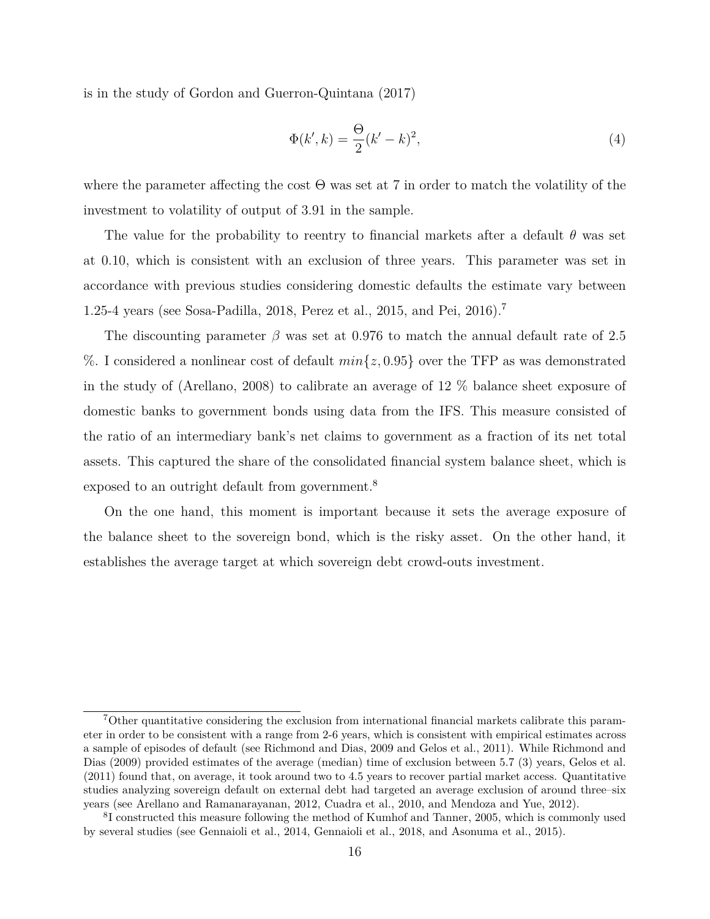is in the study of Gordon and Guerron-Quintana (2017)

$$\Phi(k', k) = \frac{\Theta}{2}(k' - k)^2, \tag{4}$$

where the parameter affecting the cost $\Theta$ was set at 7 in order to match the volatility of the investment to volatility of output of 3.91 in the sample.

The value for the probability to reentry to financial markets after a default $\theta$ was set at 0.10, which is consistent with an exclusion of three years. This parameter was set in accordance with previous studies considering domestic defaults the estimate vary between 1.25-4 years (see Sosa-Padilla, 2018, Perez et al., 2015, and Pei, 2016).[7]

The discounting parameter $\beta$ was set at 0.976 to match the annual default rate of 2.5 %. I considered a nonlinear cost of default $min\{z, 0.95\}$ over the TFP as was demonstrated in the study of (Arellano, 2008) to calibrate an average of 12 % balance sheet exposure of domestic banks to government bonds using data from the IFS. This measure consisted of the ratio of an intermediary bank's net claims to government as a fraction of its net total assets. This captured the share of the consolidated financial system balance sheet, which is exposed to an outright default from government.[8]

On the one hand, this moment is important because it sets the average exposure of the balance sheet to the sovereign bond, which is the risky asset. On the other hand, it establishes the average target at which sovereign debt crowd-outs investment.

[7] Other quantitative considering the exclusion from international financial markets calibrate this parameter in order to be consistent with a range from 2-6 years, which is consistent with empirical estimates across a sample of episodes of default (see Richmond and Dias, 2009 and Gelos et al., 2011). While Richmond and Dias (2009) provided estimates of the average (median) time of exclusion between 5.7 (3) years, Gelos et al. (2011) found that, on average, it took around two to 4.5 years to recover partial market access. Quantitative studies analyzing sovereign default on external debt had targeted an average exclusion of around three–six years (see Arellano and Ramanarayanan, 2012, Cuadra et al., 2010, and Mendoza and Yue, 2012).

[8] I constructed this measure following the method of Kumhof and Tanner, 2005, which is commonly used by several studies (see Gennaioli et al., 2014, Gennaioli et al., 2018, and Asonuma et al., 2015).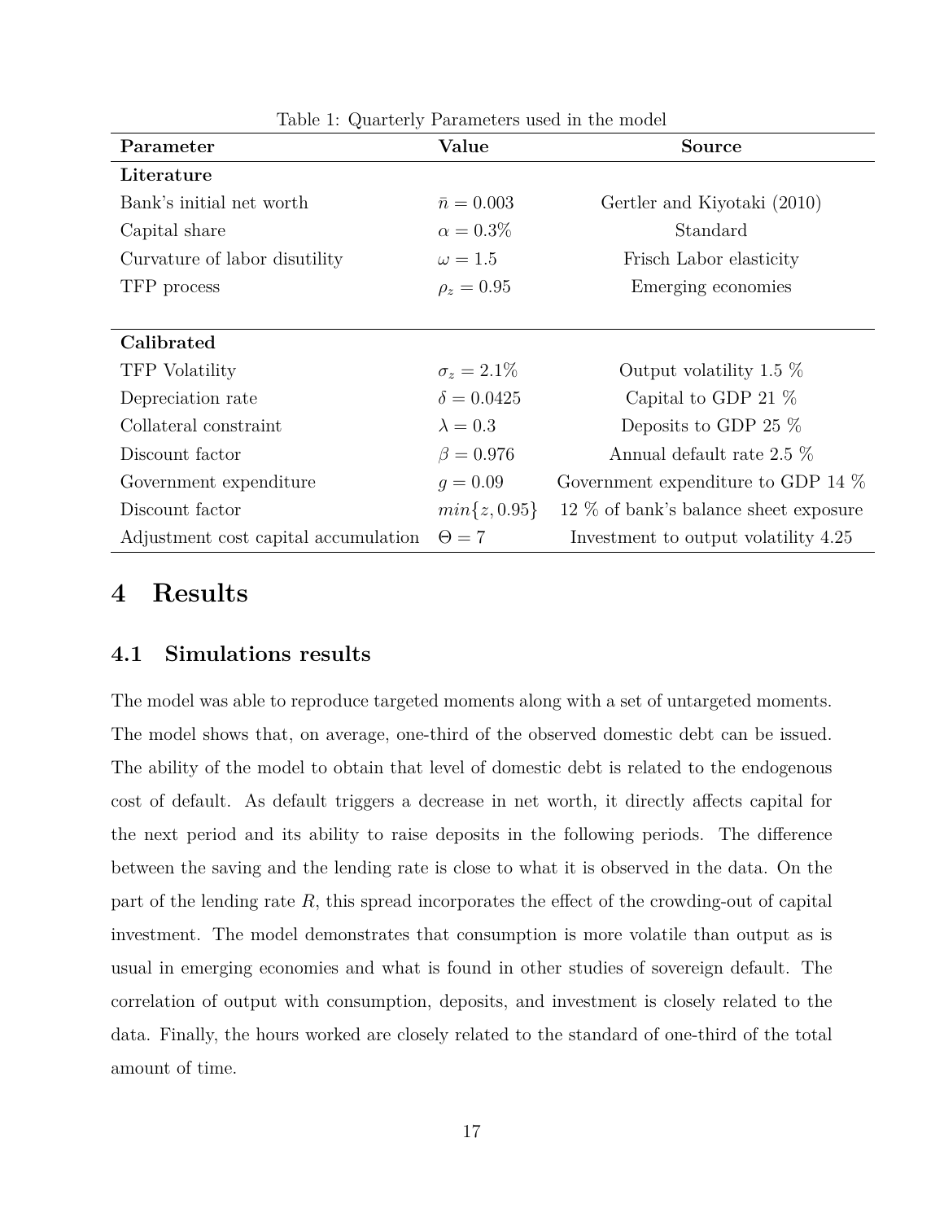Table 1: Quarterly Parameters used in the model

| Parameter | Value | Source |
|---|---|---|
| **Literature** | | |
| Bank's initial net worth | $\bar{n} = 0.003$ | Gertler and Kiyotaki (2010) |
| Capital share | $\alpha = 0.3\%$ | Standard |
| Curvature of labor disutility | $\omega = 1.5$ | Frisch Labor elasticity |
| TFP process | $\rho_z = 0.95$ | Emerging economies |
| **Calibrated** | | |
| TFP Volatility | $\sigma_z = 2.1\%$ | Output volatility 1.5 % |
| Depreciation rate | $\delta = 0.0425$ | Capital to GDP 21 % |
| Collateral constraint | $\lambda = 0.3$ | Deposits to GDP 25 % |
| Discount factor | $\beta = 0.976$ | Annual default rate 2.5 % |
| Government expenditure | $g = 0.09$ | Government expenditure to GDP 14 % |
| Discount factor | $min\{z, 0.95\}$ | 12 % of bank's balance sheet exposure |
| Adjustment cost capital accumulation | $\Theta = 7$ | Investment to output volatility 4.25 |

# 4 Results

## 4.1 Simulations results

The model was able to reproduce targeted moments along with a set of untargeted moments. The model shows that, on average, one-third of the observed domestic debt can be issued. The ability of the model to obtain that level of domestic debt is related to the endogenous cost of default. As default triggers a decrease in net worth, it directly affects capital for the next period and its ability to raise deposits in the following periods. The difference between the saving and the lending rate is close to what it is observed in the data. On the part of the lending rate $R$, this spread incorporates the effect of the crowding-out of capital investment. The model demonstrates that consumption is more volatile than output as is usual in emerging economies and what is found in other studies of sovereign default. The correlation of output with consumption, deposits, and investment is closely related to the data. Finally, the hours worked are closely related to the standard of one-third of the total amount of time.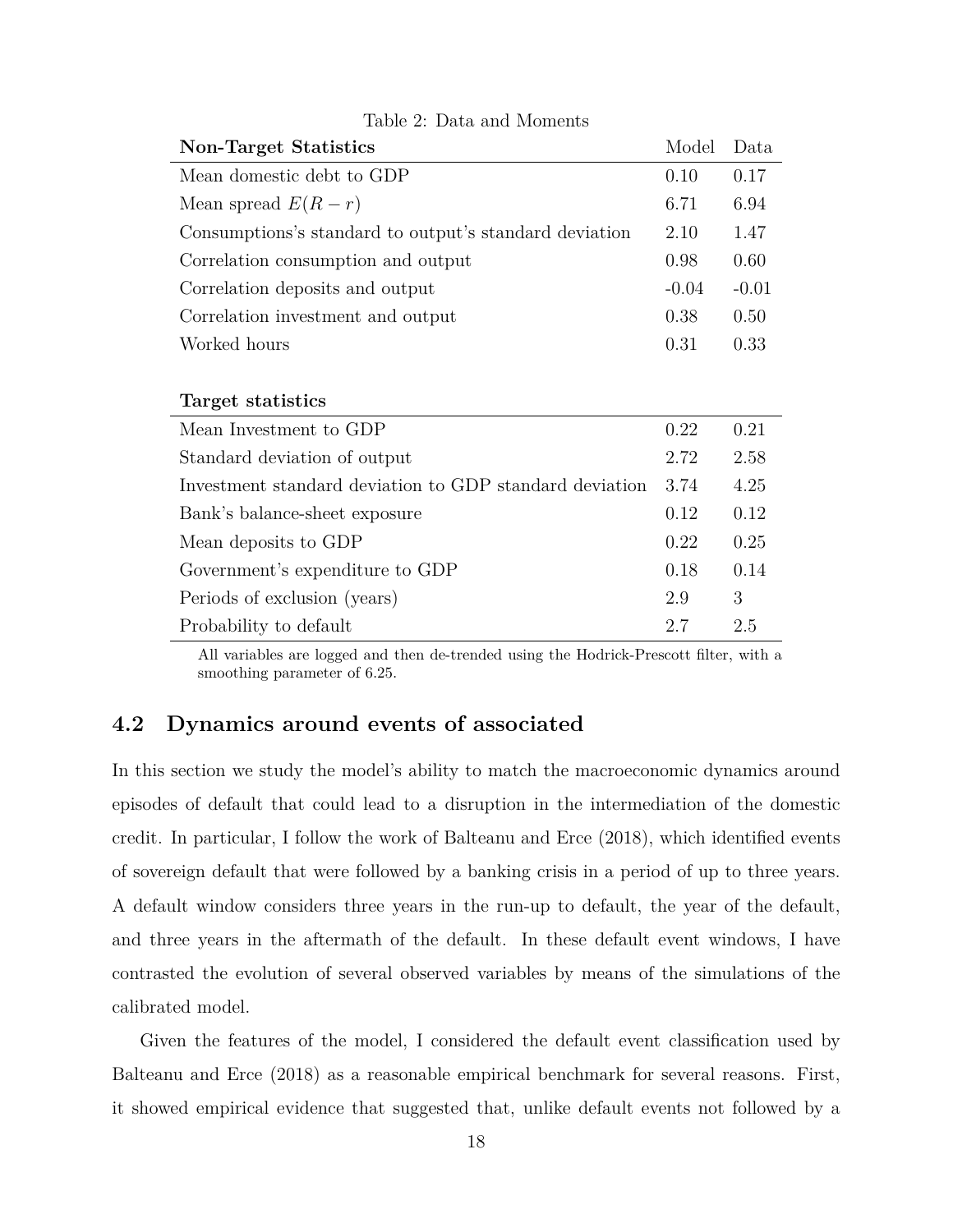Table 2: Data and Moments

| **Non-Target Statistics** | Model | Data |
|---|---|---|
| Mean domestic debt to GDP | 0.10 | 0.17 |
| Mean spread $E(R-r)$ | 6.71 | 6.94 |
| Consumptions's standard to output's standard deviation | 2.10 | 1.47 |
| Correlation consumption and output | 0.98 | 0.60 |
| Correlation deposits and output | -0.04 | -0.01 |
| Correlation investment and output | 0.38 | 0.50 |
| Worked hours | 0.31 | 0.33 |
| | | |
| **Target statistics** | | |
| Mean Investment to GDP | 0.22 | 0.21 |
| Standard deviation of output | 2.72 | 2.58 |
| Investment standard deviation to GDP standard deviation | 3.74 | 4.25 |
| Bank's balance-sheet exposure | 0.12 | 0.12 |
| Mean deposits to GDP | 0.22 | 0.25 |
| Government's expenditure to GDP | 0.18 | 0.14 |
| Periods of exclusion (years) | 2.9 | 3 |
| Probability to default | 2.7 | 2.5 |

All variables are logged and then de-trended using the Hodrick-Prescott filter, with a smoothing parameter of 6.25.

## 4.2 Dynamics around events of associated

In this section we study the model's ability to match the macroeconomic dynamics around episodes of default that could lead to a disruption in the intermediation of the domestic credit. In particular, I follow the work of Balteanu and Erce (2018), which identified events of sovereign default that were followed by a banking crisis in a period of up to three years. A default window considers three years in the run-up to default, the year of the default, and three years in the aftermath of the default. In these default event windows, I have contrasted the evolution of several observed variables by means of the simulations of the calibrated model.

Given the features of the model, I considered the default event classification used by Balteanu and Erce (2018) as a reasonable empirical benchmark for several reasons. First, it showed empirical evidence that suggested that, unlike default events not followed by a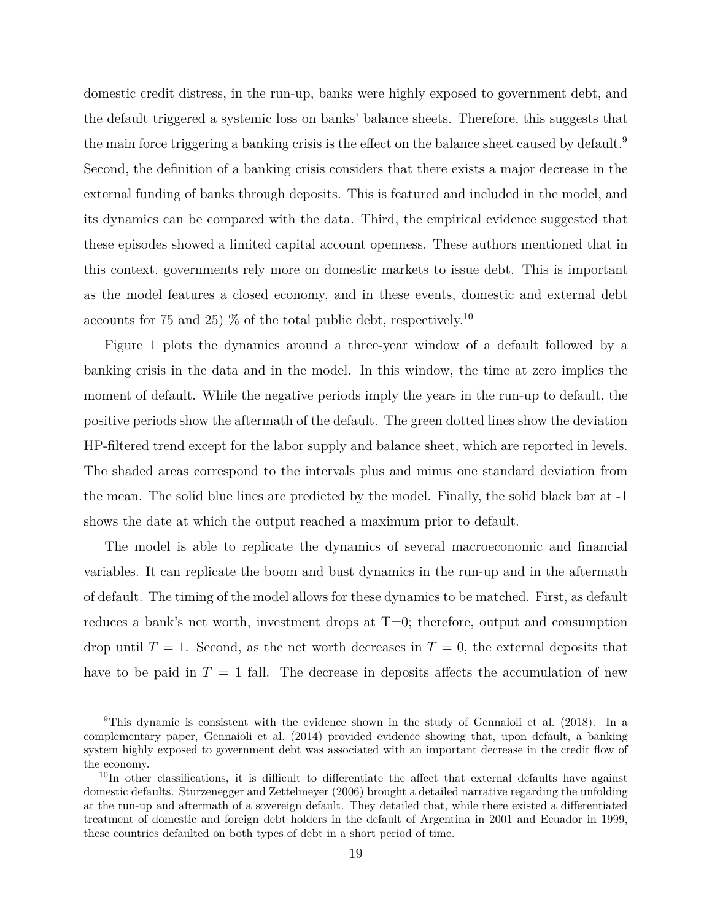domestic credit distress, in the run-up, banks were highly exposed to government debt, and the default triggered a systemic loss on banks' balance sheets. Therefore, this suggests that the main force triggering a banking crisis is the effect on the balance sheet caused by default.[9] Second, the definition of a banking crisis considers that there exists a major decrease in the external funding of banks through deposits. This is featured and included in the model, and its dynamics can be compared with the data. Third, the empirical evidence suggested that these episodes showed a limited capital account openness. These authors mentioned that in this context, governments rely more on domestic markets to issue debt. This is important as the model features a closed economy, and in these events, domestic and external debt accounts for 75 and 25) % of the total public debt, respectively.[10]

Figure 1 plots the dynamics around a three-year window of a default followed by a banking crisis in the data and in the model. In this window, the time at zero implies the moment of default. While the negative periods imply the years in the run-up to default, the positive periods show the aftermath of the default. The green dotted lines show the deviation HP-filtered trend except for the labor supply and balance sheet, which are reported in levels. The shaded areas correspond to the intervals plus and minus one standard deviation from the mean. The solid blue lines are predicted by the model. Finally, the solid black bar at -1 shows the date at which the output reached a maximum prior to default.

The model is able to replicate the dynamics of several macroeconomic and financial variables. It can replicate the boom and bust dynamics in the run-up and in the aftermath of default. The timing of the model allows for these dynamics to be matched. First, as default reduces a bank's net worth, investment drops at T=0; therefore, output and consumption drop until $T = 1$. Second, as the net worth decreases in $T = 0$, the external deposits that have to be paid in $T = 1$ fall. The decrease in deposits affects the accumulation of new

[9] This dynamic is consistent with the evidence shown in the study of Gennaioli et al. (2018). In a complementary paper, Gennaioli et al. (2014) provided evidence showing that, upon default, a banking system highly exposed to government debt was associated with an important decrease in the credit flow of the economy.

[10] In other classifications, it is difficult to differentiate the affect that external defaults have against domestic defaults. Sturzenegger and Zettelmeyer (2006) brought a detailed narrative regarding the unfolding at the run-up and aftermath of a sovereign default. They detailed that, while there existed a differentiated treatment of domestic and foreign debt holders in the default of Argentina in 2001 and Ecuador in 1999, these countries defaulted on both types of debt in a short period of time.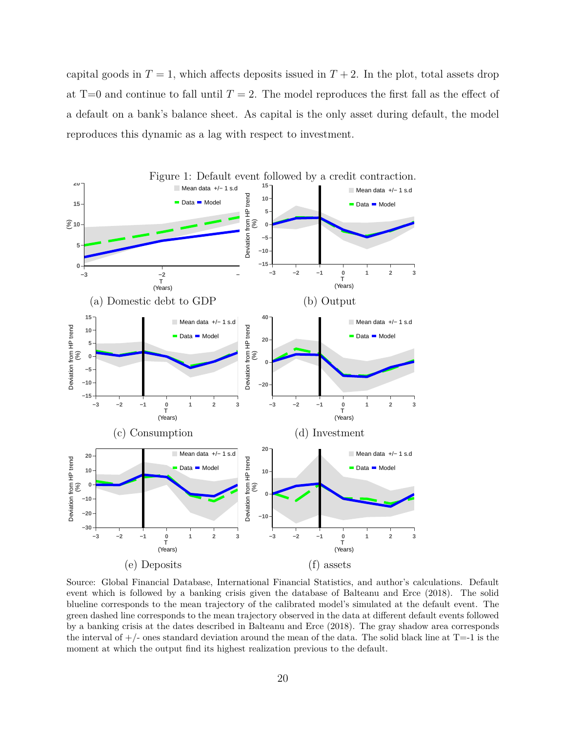capital goods in $T = 1$, which affects deposits issued in $T + 2$. In the plot, total assets drop at T=0 and continue to fall until $T = 2$. The model reproduces the first fall as the effect of a default on a bank's balance sheet. As capital is the only asset during default, the model reproduces this dynamic as a lag with respect to investment.

Figure 1: Default event followed by a credit contraction.

(a) Domestic debt to GDP

(b) Output

(c) Consumption

(d) Investment

(e) Deposits

(f) assets

Source: Global Financial Database, International Financial Statistics, and author's calculations. Default event which is followed by a banking crisis given the database of Balteanu and Erce (2018). The solid blueline corresponds to the mean trajectory of the calibrated model's simulated at the default event. The green dashed line corresponds to the mean trajectory observed in the data at different default events followed by a banking crisis at the dates described in Balteanu and Erce (2018). The gray shadow area corresponds the interval of +/- ones standard deviation around the mean of the data. The solid black line at T=-1 is the moment at which the output find its highest realization previous to the default.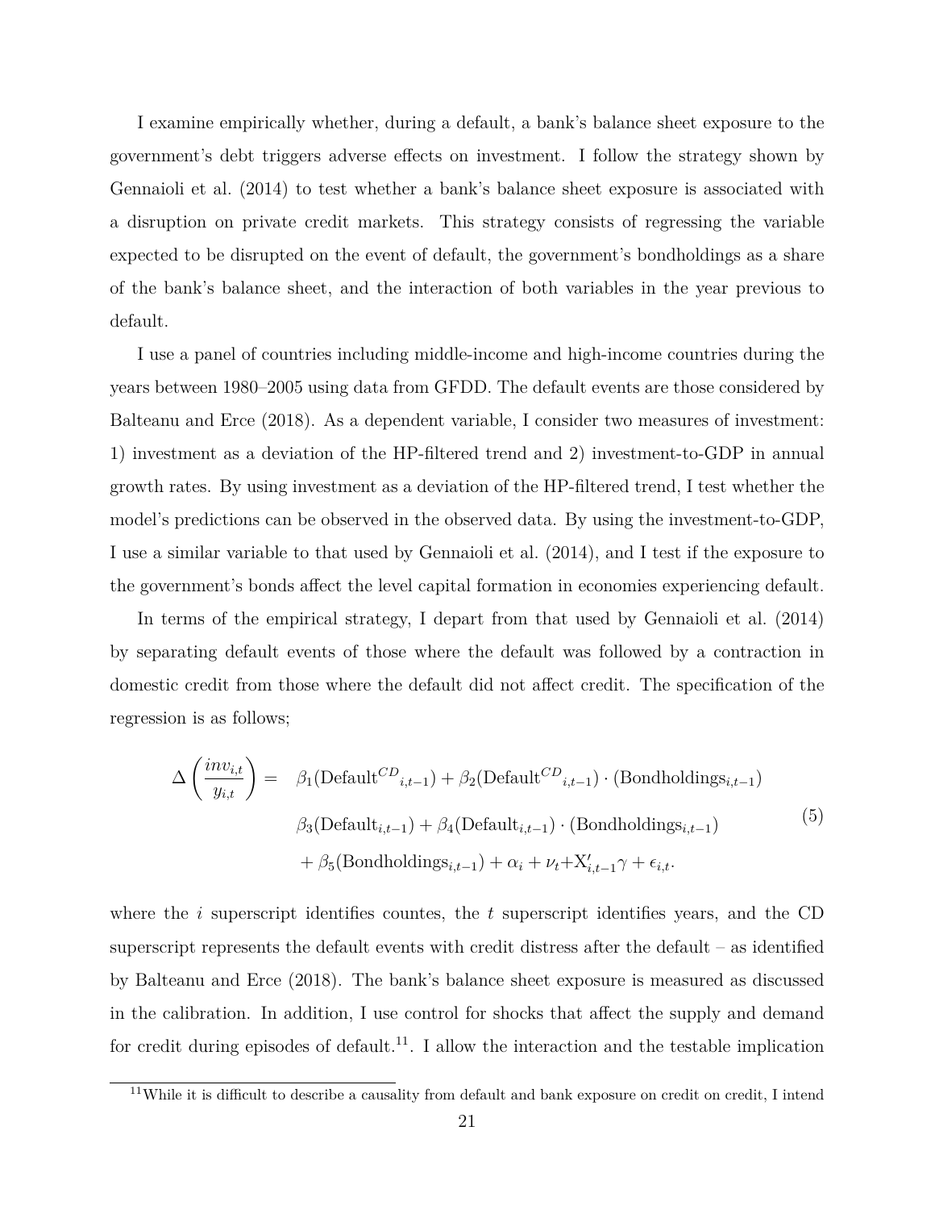I examine empirically whether, during a default, a bank's balance sheet exposure to the government's debt triggers adverse effects on investment. I follow the strategy shown by Gennaioli et al. (2014) to test whether a bank's balance sheet exposure is associated with a disruption on private credit markets. This strategy consists of regressing the variable expected to be disrupted on the event of default, the government's bondholdings as a share of the bank's balance sheet, and the interaction of both variables in the year previous to default.

I use a panel of countries including middle-income and high-income countries during the years between 1980–2005 using data from GFDD. The default events are those considered by Balteanu and Erce (2018). As a dependent variable, I consider two measures of investment: 1) investment as a deviation of the HP-filtered trend and 2) investment-to-GDP in annual growth rates. By using investment as a deviation of the HP-filtered trend, I test whether the model's predictions can be observed in the observed data. By using the investment-to-GDP, I use a similar variable to that used by Gennaioli et al. (2014), and I test if the exposure to the government's bonds affect the level capital formation in economies experiencing default.

In terms of the empirical strategy, I depart from that used by Gennaioli et al. (2014) by separating default events of those where the default was followed by a contraction in domestic credit from those where the default did not affect credit. The specification of the regression is as follows;

$$
\begin{aligned}
\Delta\left(\frac{inv_{i,t}}{y_{i,t}}\right) = \quad & \beta_1(\text{Default}^{CD}{}_{i,t-1}) + \beta_2(\text{Default}^{CD}{}_{i,t-1}) \cdot (\text{Bondholdings}_{i,t-1}) \\
& \beta_3(\text{Default}_{i,t-1}) + \beta_4(\text{Default}_{i,t-1}) \cdot (\text{Bondholdings}_{i,t-1}) \\
& + \beta_5(\text{Bondholdings}_{i,t-1}) + \alpha_i + \nu_t + \text{X}'_{i,t-1}\gamma + \epsilon_{i,t}.
\end{aligned}
\tag{5}
$$

where the $i$ superscript identifies countes, the $t$ superscript identifies years, and the CD superscript represents the default events with credit distress after the default – as identified by Balteanu and Erce (2018). The bank's balance sheet exposure is measured as discussed in the calibration. In addition, I use control for shocks that affect the supply and demand for credit during episodes of default.[11]. I allow the interaction and the testable implication

[11] While it is difficult to describe a causality from default and bank exposure on credit on credit, I intend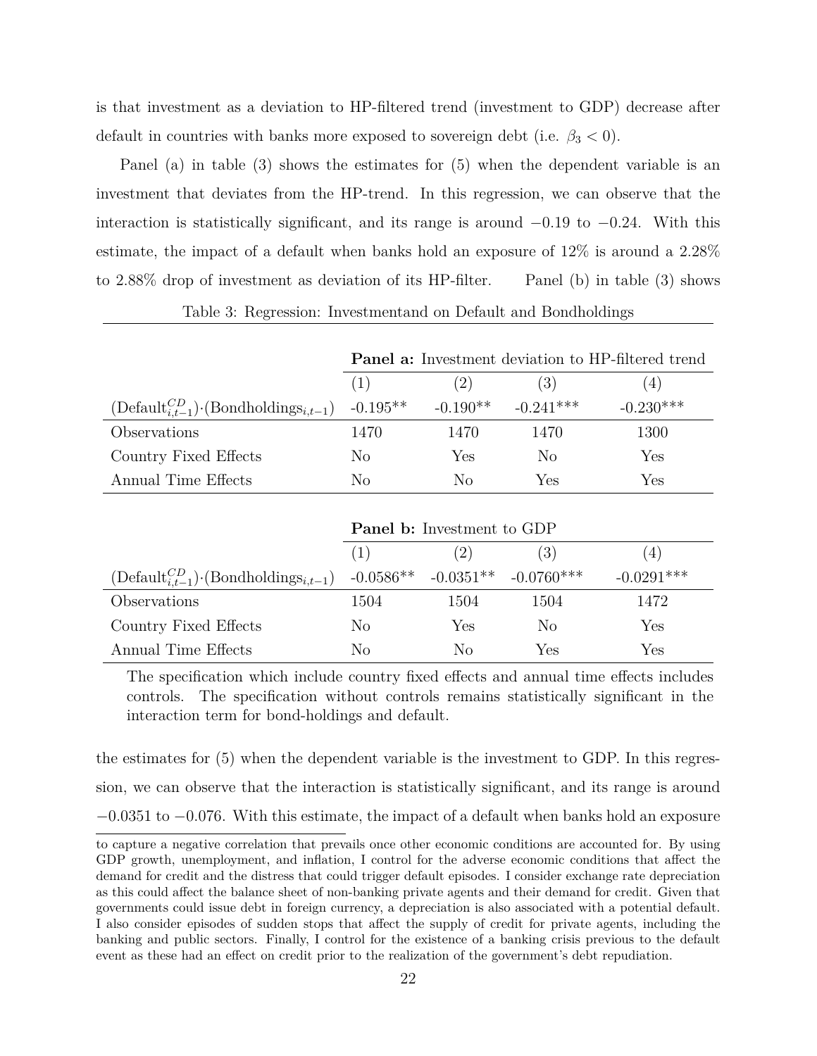is that investment as a deviation to HP-filtered trend (investment to GDP) decrease after default in countries with banks more exposed to sovereign debt (i.e. $\beta_3 < 0$).

Panel (a) in table (3) shows the estimates for (5) when the dependent variable is an investment that deviates from the HP-trend. In this regression, we can observe that the interaction is statistically significant, and its range is around $-0.19$ to $-0.24$. With this estimate, the impact of a default when banks hold an exposure of 12% is around a 2.28% to 2.88% drop of investment as deviation of its HP-filter. Panel (b) in table (3) shows the estimates for (5) when the dependent variable is the investment to GDP. In this regression, we can observe that the interaction is statistically significant, and its range is around $-0.0351$ to $-0.076$. With this estimate, the impact of a default when banks hold an exposure

Table 3: Regression: Investmentand on Default and Bondholdings

| | **Panel a:** Investment deviation to HP-filtered trend | | | |
|---|---|---|---|---|
| | (1) | (2) | (3) | (4) |
| $(\text{Default}^{CD}_{i,t-1})\cdot(\text{Bondholdings}_{i,t-1})$ | -0.195** | -0.190** | -0.241*** | -0.230*** |
| Observations | 1470 | 1470 | 1470 | 1300 |
| Country Fixed Effects | No | Yes | No | Yes |
| Annual Time Effects | No | No | Yes | Yes |

| | **Panel b:** Investment to GDP | | | |
|---|---|---|---|---|
| | (1) | (2) | (3) | (4) |
| $(\text{Default}^{CD}_{i,t-1})\cdot(\text{Bondholdings}_{i,t-1})$ | -0.0586** | -0.0351** | -0.0760*** | -0.0291*** |
| Observations | 1504 | 1504 | 1504 | 1472 |
| Country Fixed Effects | No | Yes | No | Yes |
| Annual Time Effects | No | No | Yes | Yes |

The specification which include country fixed effects and annual time effects includes controls. The specification without controls remains statistically significant in the interaction term for bond-holdings and default.

to capture a negative correlation that prevails once other economic conditions are accounted for. By using GDP growth, unemployment, and inflation, I control for the adverse economic conditions that affect the demand for credit and the distress that could trigger default episodes. I consider exchange rate depreciation as this could affect the balance sheet of non-banking private agents and their demand for credit. Given that governments could issue debt in foreign currency, a depreciation is also associated with a potential default. I also consider episodes of sudden stops that affect the supply of credit for private agents, including the banking and public sectors. Finally, I control for the existence of a banking crisis previous to the default event as these had an effect on credit prior to the realization of the government's debt repudiation.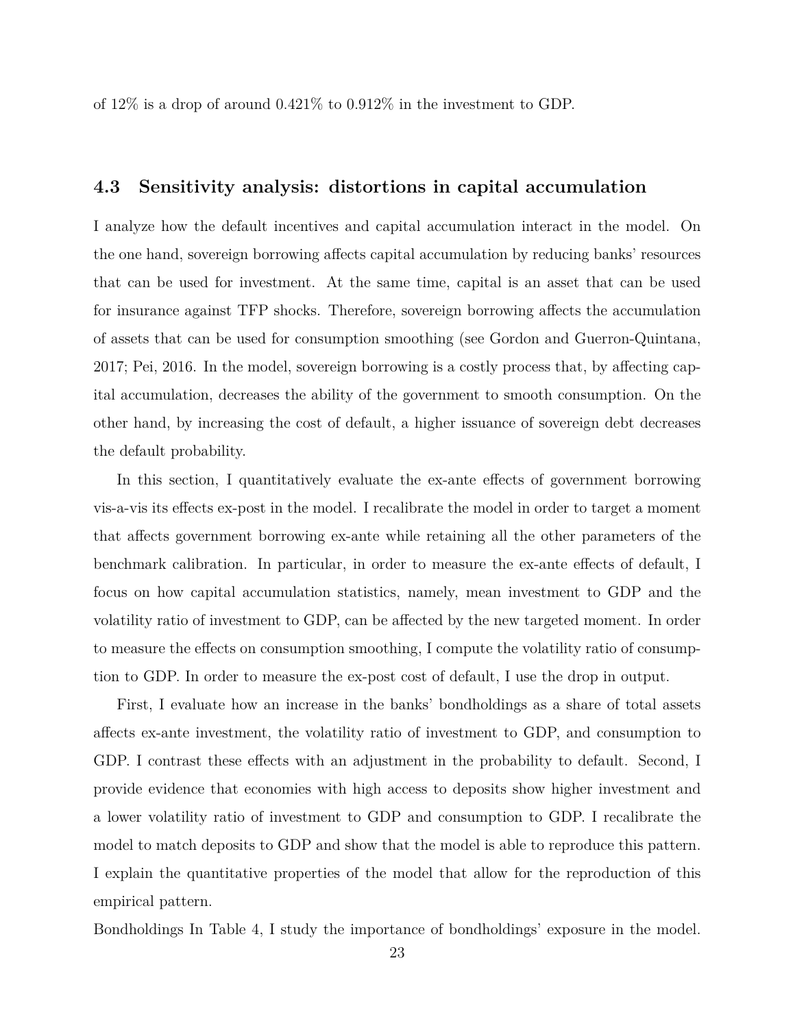of 12% is a drop of around 0.421% to 0.912% in the investment to GDP.

### 4.3 Sensitivity analysis: distortions in capital accumulation

I analyze how the default incentives and capital accumulation interact in the model. On the one hand, sovereign borrowing affects capital accumulation by reducing banks' resources that can be used for investment. At the same time, capital is an asset that can be used for insurance against TFP shocks. Therefore, sovereign borrowing affects the accumulation of assets that can be used for consumption smoothing (see Gordon and Guerron-Quintana, 2017; Pei, 2016. In the model, sovereign borrowing is a costly process that, by affecting capital accumulation, decreases the ability of the government to smooth consumption. On the other hand, by increasing the cost of default, a higher issuance of sovereign debt decreases the default probability.

In this section, I quantitatively evaluate the ex-ante effects of government borrowing vis-a-vis its effects ex-post in the model. I recalibrate the model in order to target a moment that affects government borrowing ex-ante while retaining all the other parameters of the benchmark calibration. In particular, in order to measure the ex-ante effects of default, I focus on how capital accumulation statistics, namely, mean investment to GDP and the volatility ratio of investment to GDP, can be affected by the new targeted moment. In order to measure the effects on consumption smoothing, I compute the volatility ratio of consumption to GDP. In order to measure the ex-post cost of default, I use the drop in output.

First, I evaluate how an increase in the banks' bondholdings as a share of total assets affects ex-ante investment, the volatility ratio of investment to GDP, and consumption to GDP. I contrast these effects with an adjustment in the probability to default. Second, I provide evidence that economies with high access to deposits show higher investment and a lower volatility ratio of investment to GDP and consumption to GDP. I recalibrate the model to match deposits to GDP and show that the model is able to reproduce this pattern. I explain the quantitative properties of the model that allow for the reproduction of this empirical pattern.

Bondholdings In Table 4, I study the importance of bondholdings' exposure in the model.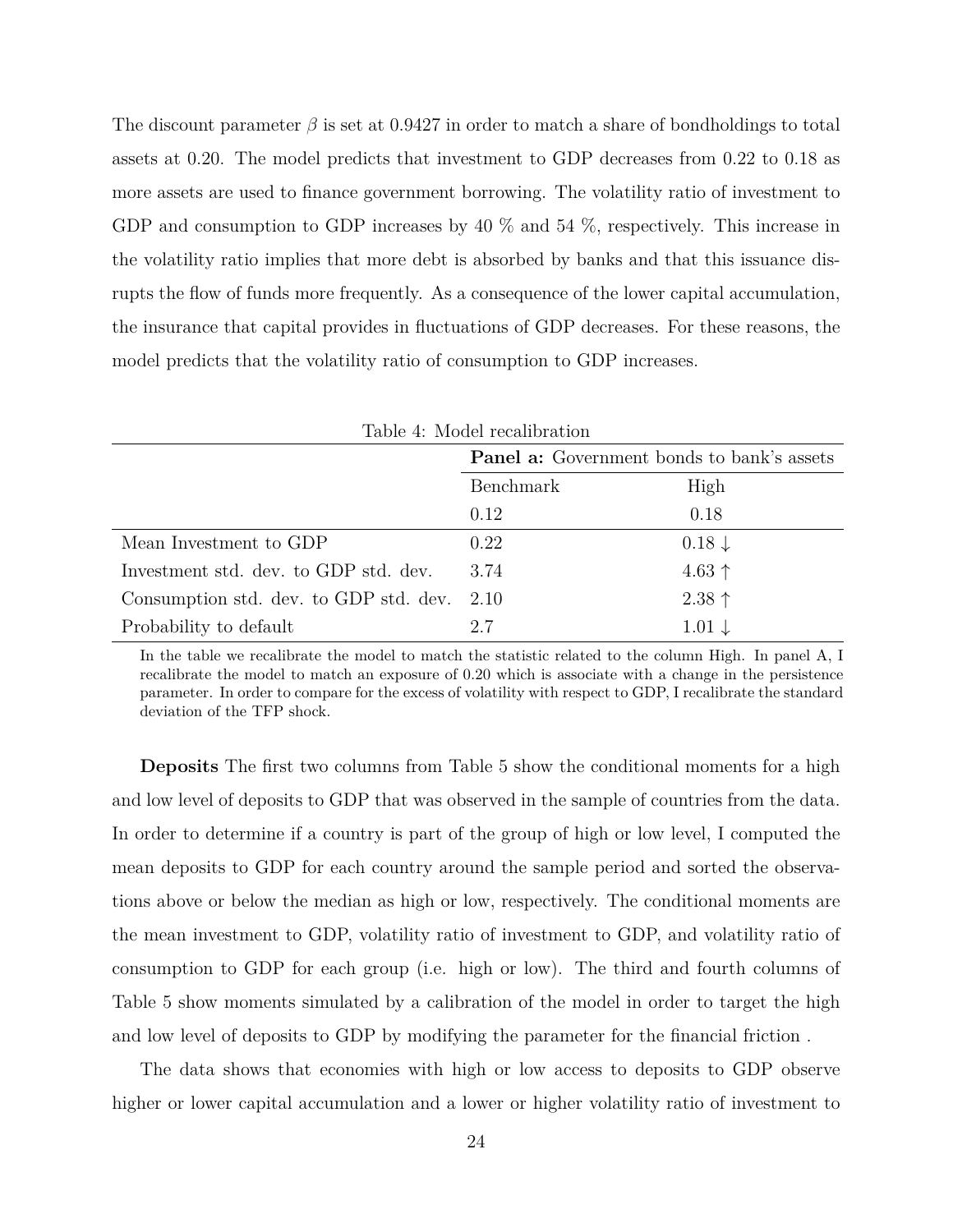The discount parameter $\beta$ is set at 0.9427 in order to match a share of bondholdings to total assets at 0.20. The model predicts that investment to GDP decreases from 0.22 to 0.18 as more assets are used to finance government borrowing. The volatility ratio of investment to GDP and consumption to GDP increases by 40 % and 54 %, respectively. This increase in the volatility ratio implies that more debt is absorbed by banks and that this issuance disrupts the flow of funds more frequently. As a consequence of the lower capital accumulation, the insurance that capital provides in fluctuations of GDP decreases. For these reasons, the model predicts that the volatility ratio of consumption to GDP increases.

Table 4: Model recalibration

| | **Panel a:** Government bonds to bank's assets | |
|---|---|---|
| | Benchmark | High |
| | 0.12 | 0.18 |
| Mean Investment to GDP | 0.22 | 0.18 ↓ |
| Investment std. dev. to GDP std. dev. | 3.74 | 4.63 ↑ |
| Consumption std. dev. to GDP std. dev. | 2.10 | 2.38 ↑ |
| Probability to default | 2.7 | 1.01 ↓ |

In the table we recalibrate the model to match the statistic related to the column High. In panel A, I recalibrate the model to match an exposure of 0.20 which is associate with a change in the persistence parameter. In order to compare for the excess of volatility with respect to GDP, I recalibrate the standard deviation of the TFP shock.

**Deposits** The first two columns from Table 5 show the conditional moments for a high and low level of deposits to GDP that was observed in the sample of countries from the data. In order to determine if a country is part of the group of high or low level, I computed the mean deposits to GDP for each country around the sample period and sorted the observations above or below the median as high or low, respectively. The conditional moments are the mean investment to GDP, volatility ratio of investment to GDP, and volatility ratio of consumption to GDP for each group (i.e. high or low). The third and fourth columns of Table 5 show moments simulated by a calibration of the model in order to target the high and low level of deposits to GDP by modifying the parameter for the financial friction .

The data shows that economies with high or low access to deposits to GDP observe higher or lower capital accumulation and a lower or higher volatility ratio of investment to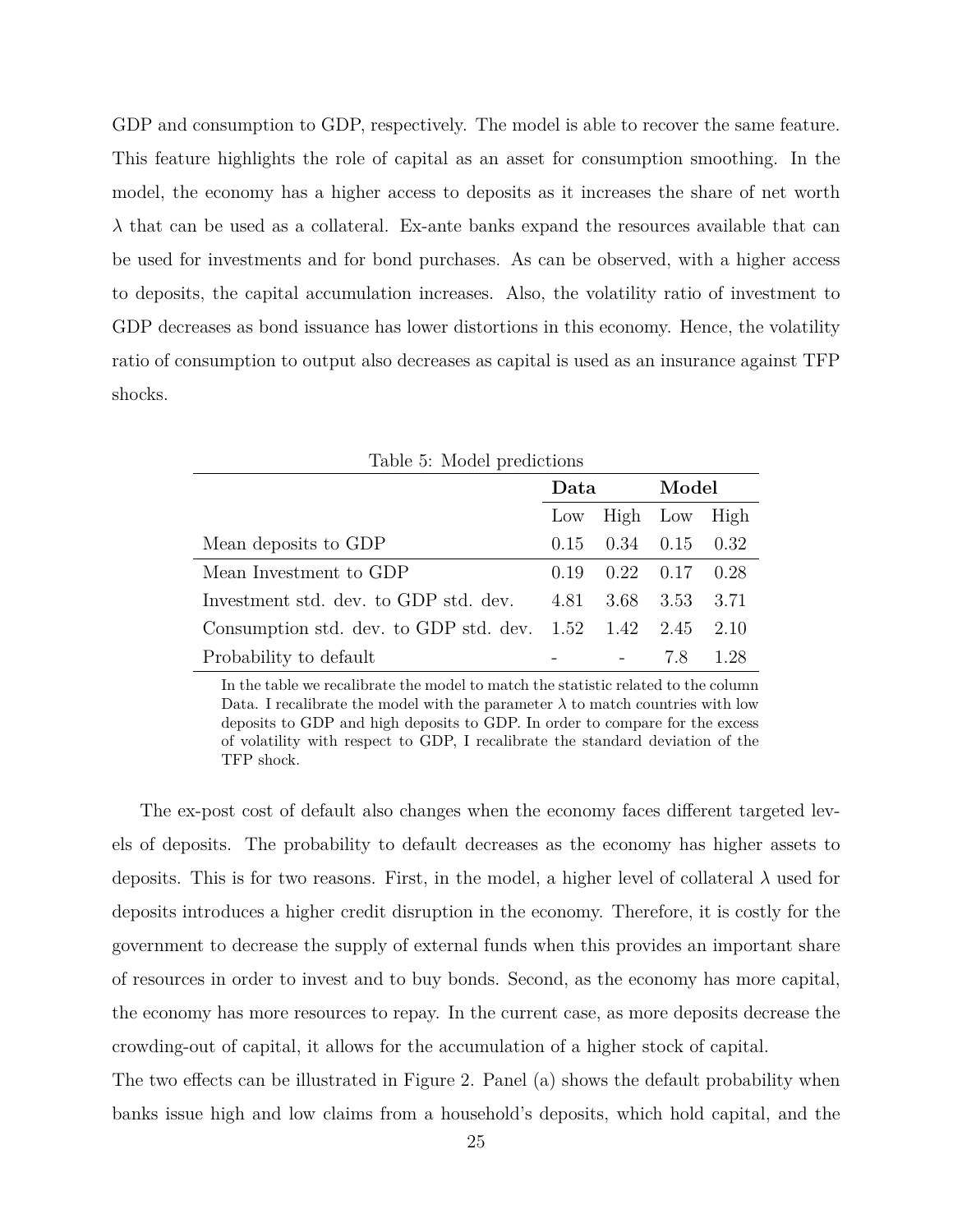GDP and consumption to GDP, respectively. The model is able to recover the same feature. This feature highlights the role of capital as an asset for consumption smoothing. In the model, the economy has a higher access to deposits as it increases the share of net worth $\lambda$ that can be used as a collateral. Ex-ante banks expand the resources available that can be used for investments and for bond purchases. As can be observed, with a higher access to deposits, the capital accumulation increases. Also, the volatility ratio of investment to GDP decreases as bond issuance has lower distortions in this economy. Hence, the volatility ratio of consumption to output also decreases as capital is used as an insurance against TFP shocks.

Table 5: Model predictions

| | **Data** | | **Model** | |
|---|---|---|---|---|
| | Low | High | Low | High |
| Mean deposits to GDP | 0.15 | 0.34 | 0.15 | 0.32 |
| Mean Investment to GDP | 0.19 | 0.22 | 0.17 | 0.28 |
| Investment std. dev. to GDP std. dev. | 4.81 | 3.68 | 3.53 | 3.71 |
| Consumption std. dev. to GDP std. dev. | 1.52 | 1.42 | 2.45 | 2.10 |
| Probability to default | - | - | 7.8 | 1.28 |

In the table we recalibrate the model to match the statistic related to the column Data. I recalibrate the model with the parameter $\lambda$ to match countries with low deposits to GDP and high deposits to GDP. In order to compare for the excess of volatility with respect to GDP, I recalibrate the standard deviation of the TFP shock.

The ex-post cost of default also changes when the economy faces different targeted levels of deposits. The probability to default decreases as the economy has higher assets to deposits. This is for two reasons. First, in the model, a higher level of collateral $\lambda$ used for deposits introduces a higher credit disruption in the economy. Therefore, it is costly for the government to decrease the supply of external funds when this provides an important share of resources in order to invest and to buy bonds. Second, as the economy has more capital, the economy has more resources to repay. In the current case, as more deposits decrease the crowding-out of capital, it allows for the accumulation of a higher stock of capital.

The two effects can be illustrated in Figure 2. Panel (a) shows the default probability when banks issue high and low claims from a household's deposits, which hold capital, and the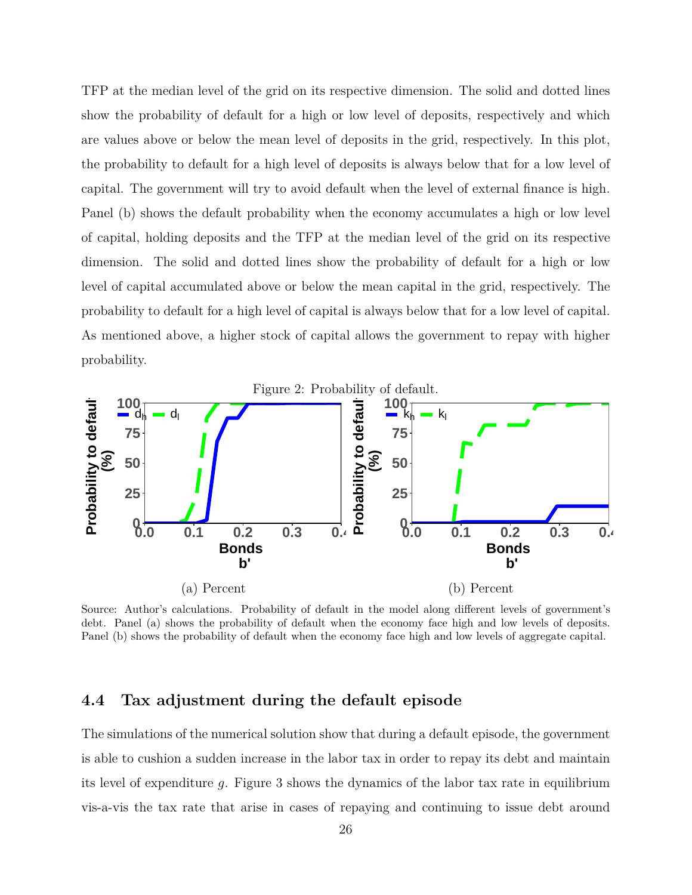TFP at the median level of the grid on its respective dimension. The solid and dotted lines show the probability of default for a high or low level of deposits, respectively and which are values above or below the mean level of deposits in the grid, respectively. In this plot, the probability to default for a high level of deposits is always below that for a low level of capital. The government will try to avoid default when the level of external finance is high. Panel (b) shows the default probability when the economy accumulates a high or low level of capital, holding deposits and the TFP at the median level of the grid on its respective dimension. The solid and dotted lines show the probability of default for a high or low level of capital accumulated above or below the mean capital in the grid, respectively. The probability to default for a high level of capital is always below that for a low level of capital. As mentioned above, a higher stock of capital allows the government to repay with higher probability.

Figure 2: Probability of default.

(a) Percent

(b) Percent

Source: Author's calculations. Probability of default in the model along different levels of government's debt. Panel (a) shows the probability of default when the economy face high and low levels of deposits. Panel (b) shows the probability of default when the economy face high and low levels of aggregate capital.

### 4.4 Tax adjustment during the default episode

The simulations of the numerical solution show that during a default episode, the government is able to cushion a sudden increase in the labor tax in order to repay its debt and maintain its level of expenditure $g$. Figure 3 shows the dynamics of the labor tax rate in equilibrium vis-a-vis the tax rate that arise in cases of repaying and continuing to issue debt around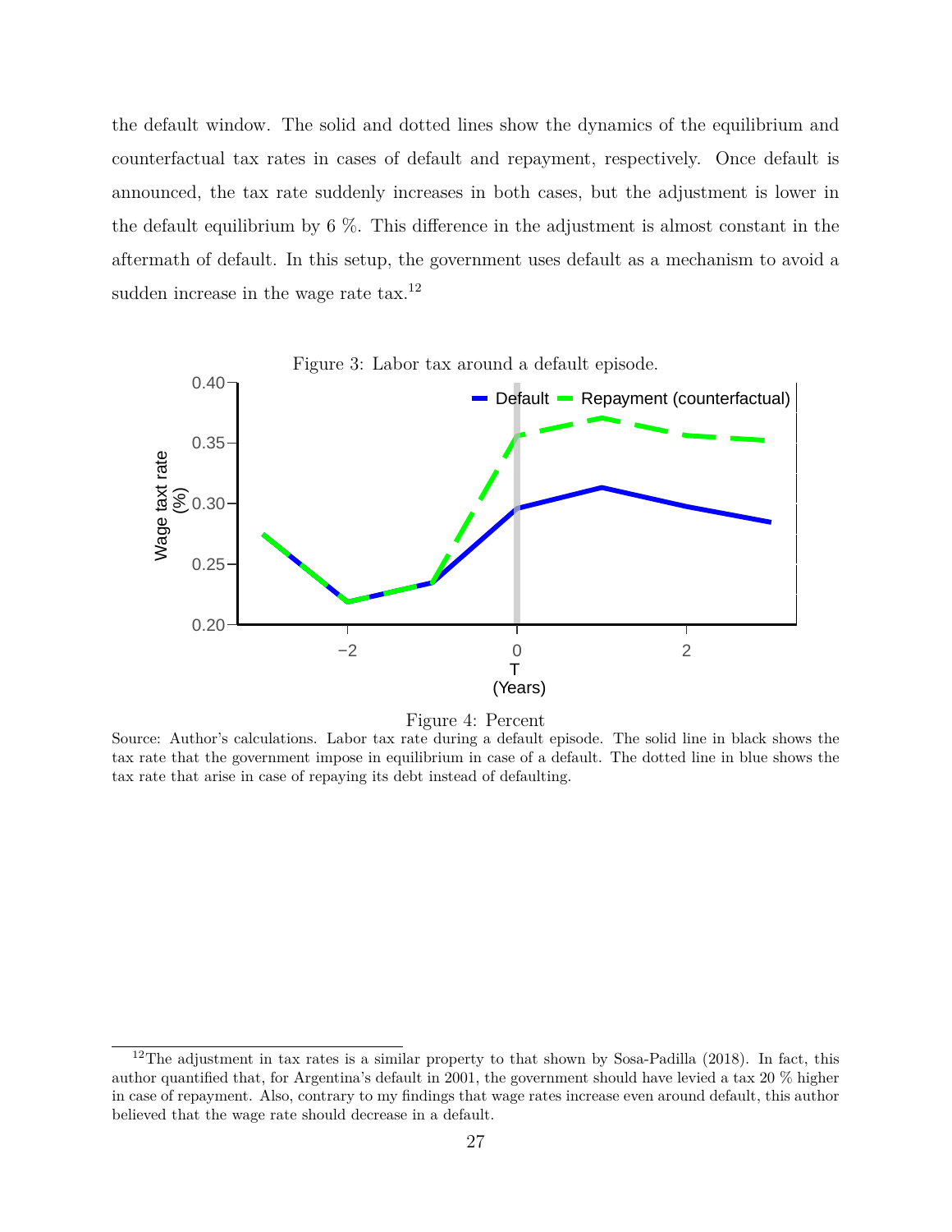the default window. The solid and dotted lines show the dynamics of the equilibrium and counterfactual tax rates in cases of default and repayment, respectively. Once default is announced, the tax rate suddenly increases in both cases, but the adjustment is lower in the default equilibrium by 6 %. This difference in the adjustment is almost constant in the aftermath of default. In this setup, the government uses default as a mechanism to avoid a sudden increase in the wage rate tax.[12]

Figure 3: Labor tax around a default episode.

Figure 4: Percent

Source: Author's calculations. Labor tax rate during a default episode. The solid line in black shows the tax rate that the government impose in equilibrium in case of a default. The dotted line in blue shows the tax rate that arise in case of repaying its debt instead of defaulting.

[12] The adjustment in tax rates is a similar property to that shown by Sosa-Padilla (2018). In fact, this author quantified that, for Argentina's default in 2001, the government should have levied a tax 20 % higher in case of repayment. Also, contrary to my findings that wage rates increase even around default, this author believed that the wage rate should decrease in a default.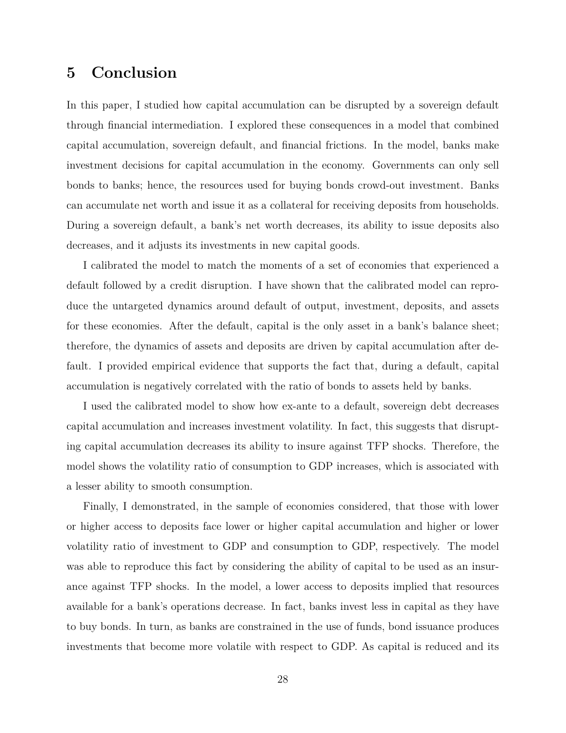# 5 Conclusion

In this paper, I studied how capital accumulation can be disrupted by a sovereign default through financial intermediation. I explored these consequences in a model that combined capital accumulation, sovereign default, and financial frictions. In the model, banks make investment decisions for capital accumulation in the economy. Governments can only sell bonds to banks; hence, the resources used for buying bonds crowd-out investment. Banks can accumulate net worth and issue it as a collateral for receiving deposits from households. During a sovereign default, a bank's net worth decreases, its ability to issue deposits also decreases, and it adjusts its investments in new capital goods.

I calibrated the model to match the moments of a set of economies that experienced a default followed by a credit disruption. I have shown that the calibrated model can reproduce the untargeted dynamics around default of output, investment, deposits, and assets for these economies. After the default, capital is the only asset in a bank's balance sheet; therefore, the dynamics of assets and deposits are driven by capital accumulation after default. I provided empirical evidence that supports the fact that, during a default, capital accumulation is negatively correlated with the ratio of bonds to assets held by banks.

I used the calibrated model to show how ex-ante to a default, sovereign debt decreases capital accumulation and increases investment volatility. In fact, this suggests that disrupting capital accumulation decreases its ability to insure against TFP shocks. Therefore, the model shows the volatility ratio of consumption to GDP increases, which is associated with a lesser ability to smooth consumption.

Finally, I demonstrated, in the sample of economies considered, that those with lower or higher access to deposits face lower or higher capital accumulation and higher or lower volatility ratio of investment to GDP and consumption to GDP, respectively. The model was able to reproduce this fact by considering the ability of capital to be used as an insurance against TFP shocks. In the model, a lower access to deposits implied that resources available for a bank's operations decrease. In fact, banks invest less in capital as they have to buy bonds. In turn, as banks are constrained in the use of funds, bond issuance produces investments that become more volatile with respect to GDP. As capital is reduced and its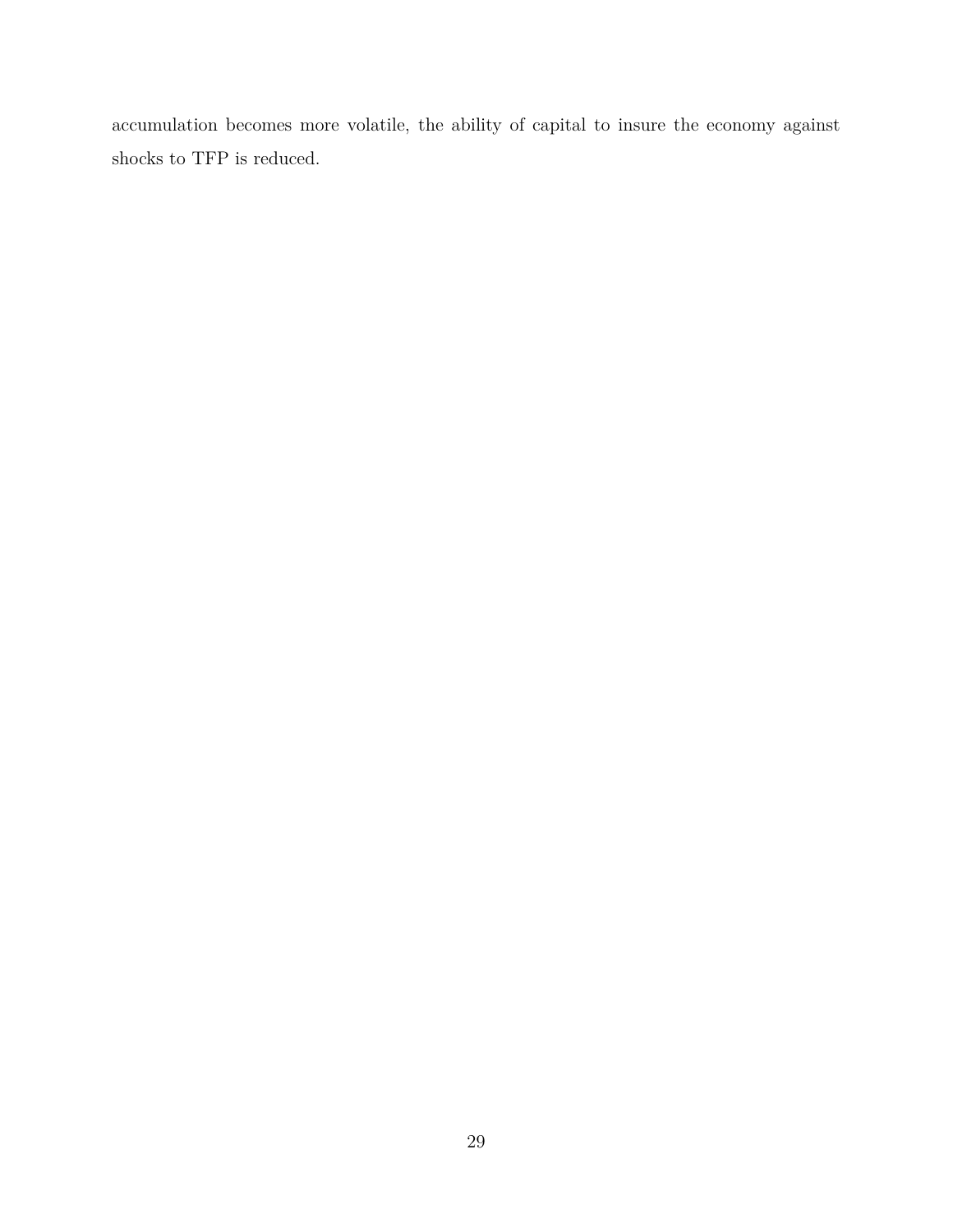accumulation becomes more volatile, the ability of capital to insure the economy against shocks to TFP is reduced.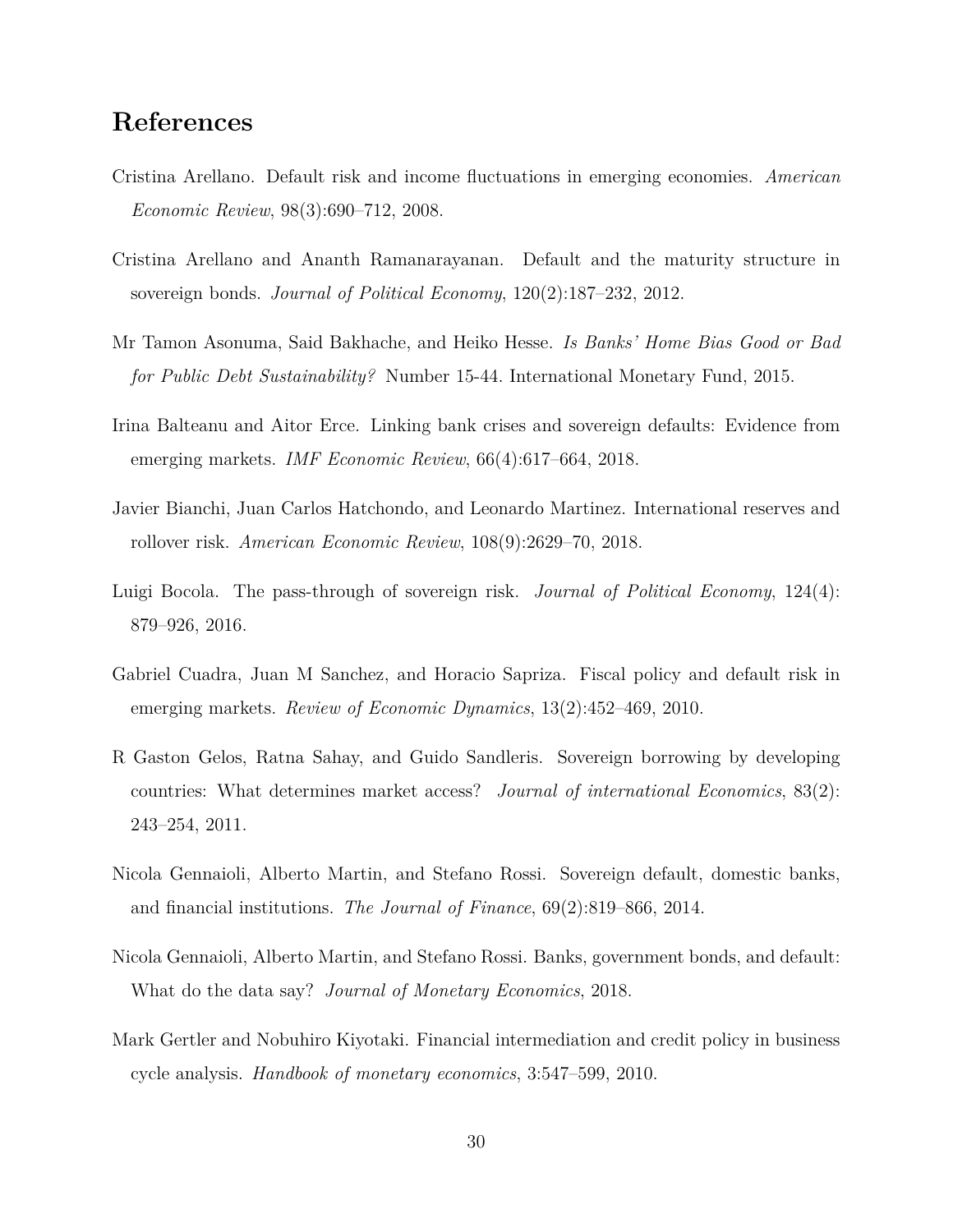# References

Cristina Arellano. Default risk and income fluctuations in emerging economies. *American Economic Review*, 98(3):690–712, 2008.

Cristina Arellano and Ananth Ramanarayanan. Default and the maturity structure in sovereign bonds. *Journal of Political Economy*, 120(2):187–232, 2012.

Mr Tamon Asonuma, Said Bakhache, and Heiko Hesse. *Is Banks' Home Bias Good or Bad for Public Debt Sustainability?* Number 15-44. International Monetary Fund, 2015.

Irina Balteanu and Aitor Erce. Linking bank crises and sovereign defaults: Evidence from emerging markets. *IMF Economic Review*, 66(4):617–664, 2018.

Javier Bianchi, Juan Carlos Hatchondo, and Leonardo Martinez. International reserves and rollover risk. *American Economic Review*, 108(9):2629–70, 2018.

Luigi Bocola. The pass-through of sovereign risk. *Journal of Political Economy*, 124(4): 879–926, 2016.

Gabriel Cuadra, Juan M Sanchez, and Horacio Sapriza. Fiscal policy and default risk in emerging markets. *Review of Economic Dynamics*, 13(2):452–469, 2010.

R Gaston Gelos, Ratna Sahay, and Guido Sandleris. Sovereign borrowing by developing countries: What determines market access? *Journal of international Economics*, 83(2): 243–254, 2011.

Nicola Gennaioli, Alberto Martin, and Stefano Rossi. Sovereign default, domestic banks, and financial institutions. *The Journal of Finance*, 69(2):819–866, 2014.

Nicola Gennaioli, Alberto Martin, and Stefano Rossi. Banks, government bonds, and default: What do the data say? *Journal of Monetary Economics*, 2018.

Mark Gertler and Nobuhiro Kiyotaki. Financial intermediation and credit policy in business cycle analysis. *Handbook of monetary economics*, 3:547–599, 2010.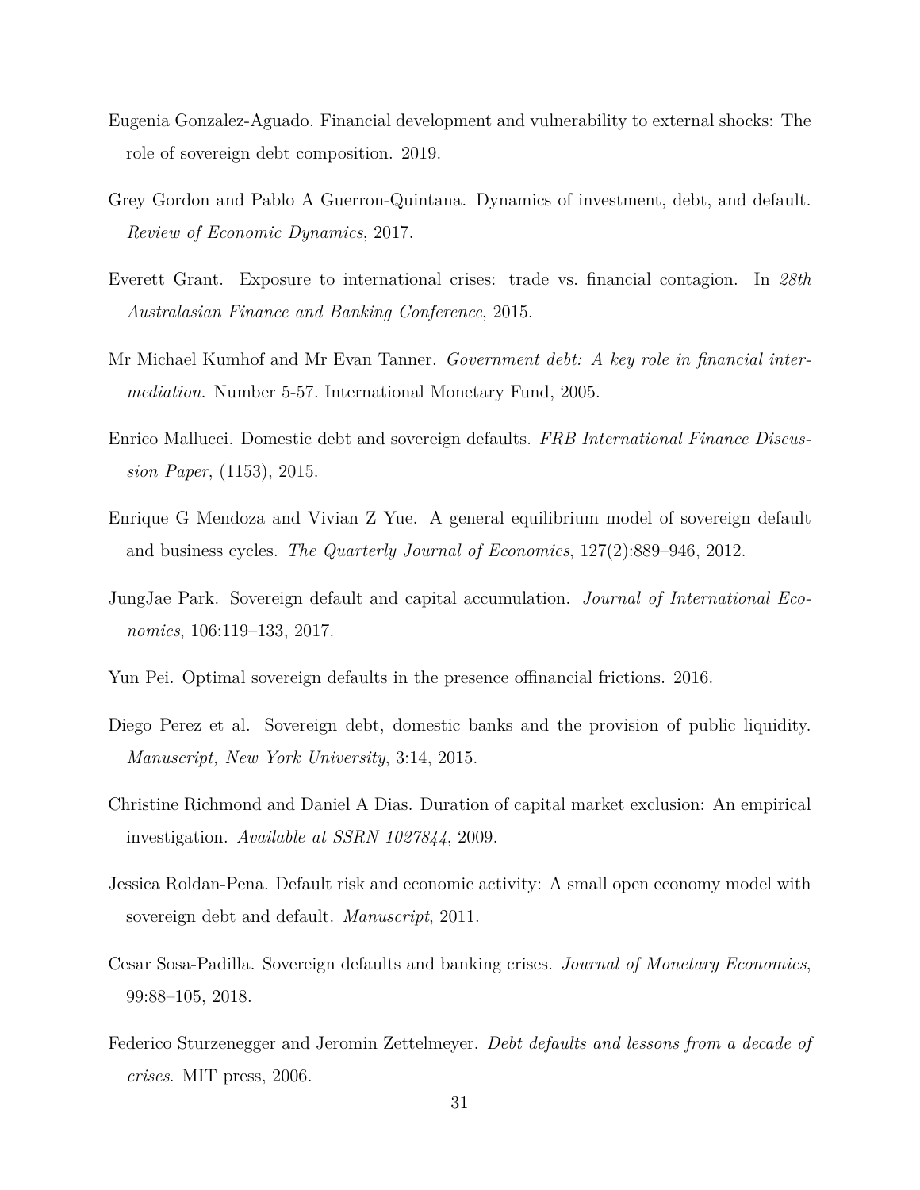Eugenia Gonzalez-Aguado. Financial development and vulnerability to external shocks: The role of sovereign debt composition. 2019.

Grey Gordon and Pablo A Guerron-Quintana. Dynamics of investment, debt, and default. *Review of Economic Dynamics*, 2017.

Everett Grant. Exposure to international crises: trade vs. financial contagion. In *28th Australasian Finance and Banking Conference*, 2015.

Mr Michael Kumhof and Mr Evan Tanner. *Government debt: A key role in financial intermediation*. Number 5-57. International Monetary Fund, 2005.

Enrico Mallucci. Domestic debt and sovereign defaults. *FRB International Finance Discussion Paper*, (1153), 2015.

Enrique G Mendoza and Vivian Z Yue. A general equilibrium model of sovereign default and business cycles. *The Quarterly Journal of Economics*, 127(2):889–946, 2012.

JungJae Park. Sovereign default and capital accumulation. *Journal of International Economics*, 106:119–133, 2017.

Yun Pei. Optimal sovereign defaults in the presence offinancial frictions. 2016.

Diego Perez et al. Sovereign debt, domestic banks and the provision of public liquidity. *Manuscript, New York University*, 3:14, 2015.

Christine Richmond and Daniel A Dias. Duration of capital market exclusion: An empirical investigation. *Available at SSRN 1027844*, 2009.

Jessica Roldan-Pena. Default risk and economic activity: A small open economy model with sovereign debt and default. *Manuscript*, 2011.

Cesar Sosa-Padilla. Sovereign defaults and banking crises. *Journal of Monetary Economics*, 99:88–105, 2018.

Federico Sturzenegger and Jeromin Zettelmeyer. *Debt defaults and lessons from a decade of crises*. MIT press, 2006.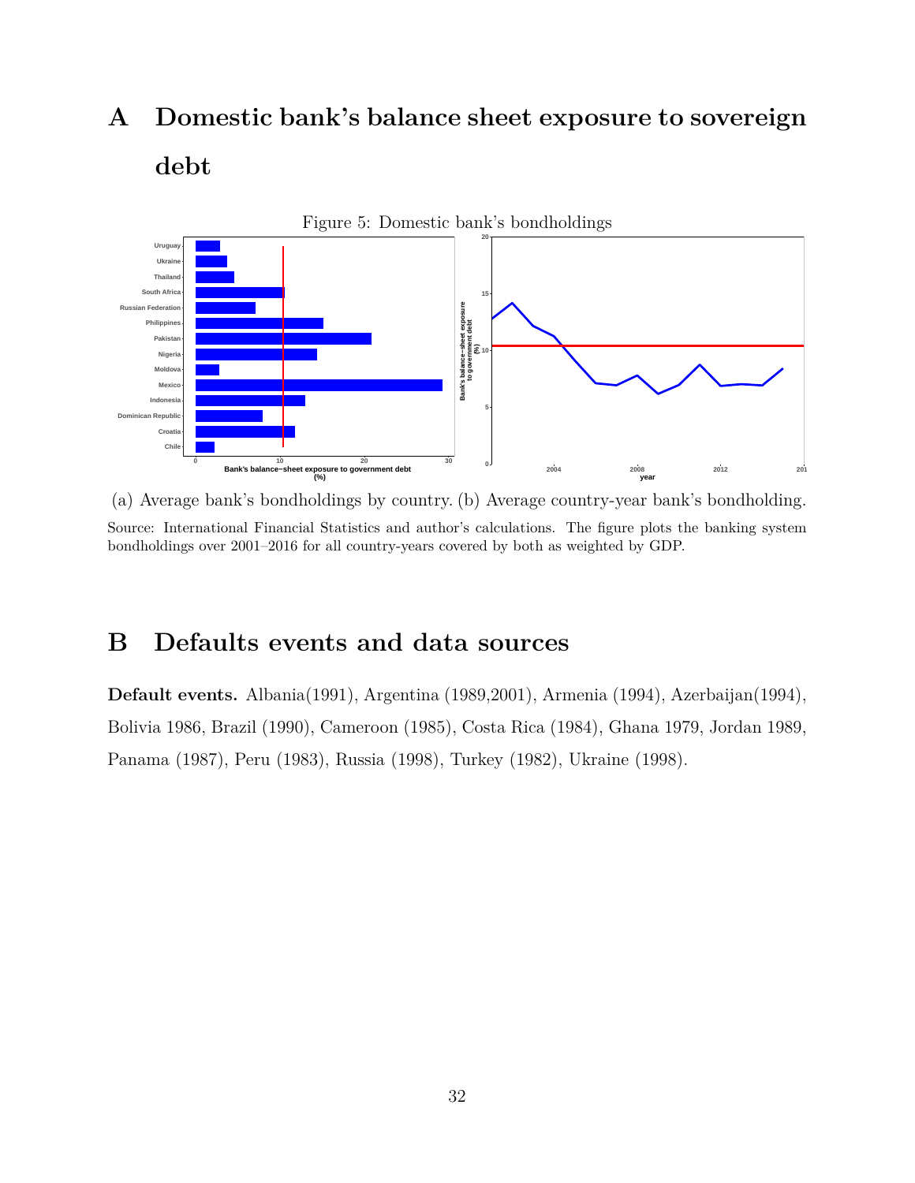# A Domestic bank's balance sheet exposure to sovereign debt

Figure 5: Domestic bank's bondholdings

(a) Average bank's bondholdings by country. (b) Average country-year bank's bondholding.

Source: International Financial Statistics and author's calculations. The figure plots the banking system bondholdings over 2001–2016 for all country-years covered by both as weighted by GDP.

# B Defaults events and data sources

**Default events.** Albania(1991), Argentina (1989,2001), Armenia (1994), Azerbaijan(1994), Bolivia 1986, Brazil (1990), Cameroon (1985), Costa Rica (1984), Ghana 1979, Jordan 1989, Panama (1987), Peru (1983), Russia (1998), Turkey (1982), Ukraine (1998).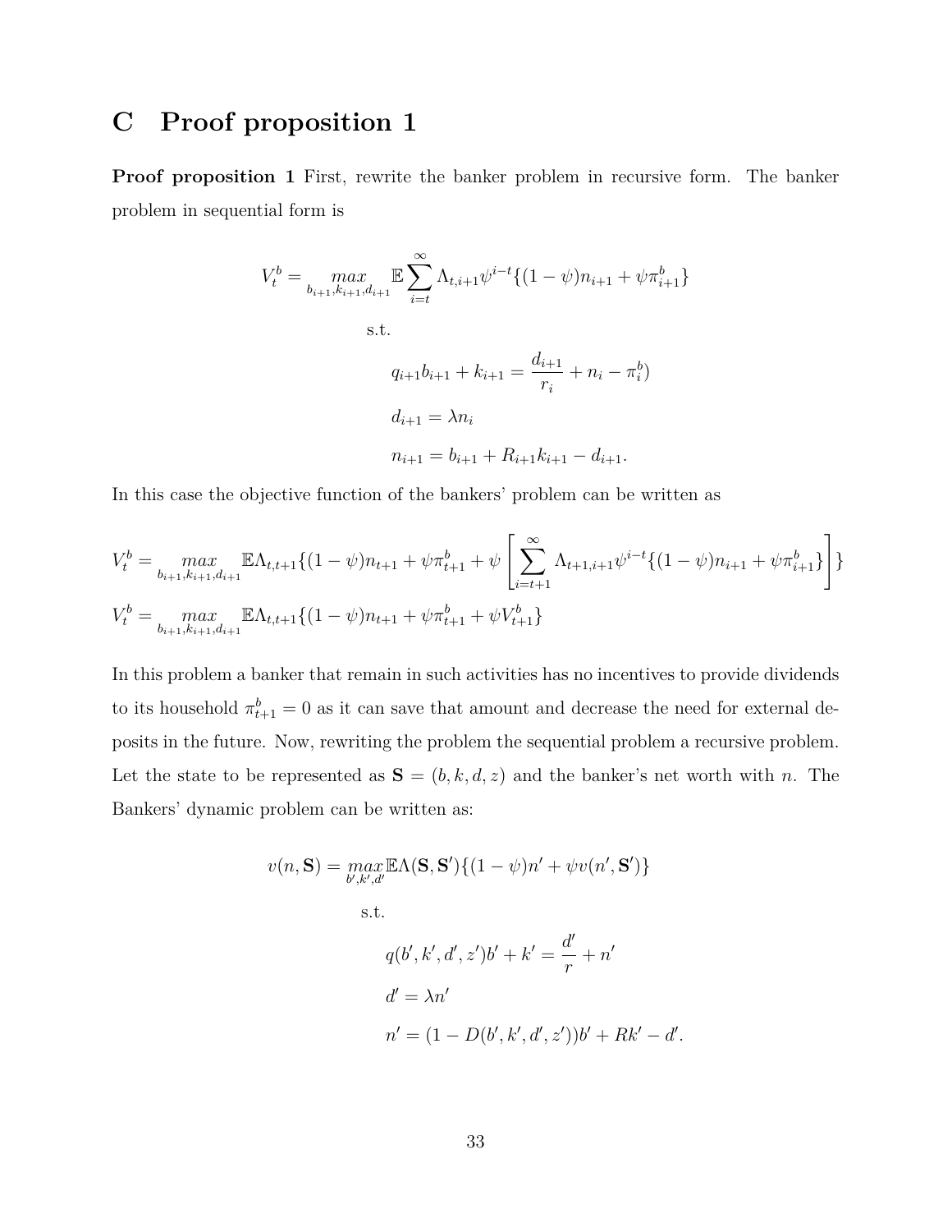# C Proof proposition 1

**Proof proposition 1** First, rewrite the banker problem in recursive form. The banker problem in sequential form is

$$V_t^b = \max_{b_{i+1}, k_{i+1}, d_{i+1}} \mathbb{E} \sum_{i=t}^{\infty} \Lambda_{t,i+1} \psi^{i-t} \{(1-\psi) n_{i+1} + \psi \pi_{i+1}^b\}$$

s.t.

$$q_{i+1} b_{i+1} + k_{i+1} = \frac{d_{i+1}}{r_i} + n_i - \pi_i^b)$$

$$d_{i+1} = \lambda n_i$$

$$n_{i+1} = b_{i+1} + R_{i+1} k_{i+1} - d_{i+1}.$$

In this case the objective function of the bankers' problem can be written as

$$V_t^b = \max_{b_{i+1}, k_{i+1}, d_{i+1}} \mathbb{E} \Lambda_{t,t+1} \{(1-\psi) n_{t+1} + \psi \pi_{t+1}^b + \psi \left[ \sum_{i=t+1}^{\infty} \Lambda_{t+1,i+1} \psi^{i-t} \{(1-\psi) n_{i+1} + \psi \pi_{i+1}^b\} \right] \}$$

$$V_t^b = \max_{b_{i+1}, k_{i+1}, d_{i+1}} \mathbb{E} \Lambda_{t,t+1} \{(1-\psi) n_{t+1} + \psi \pi_{t+1}^b + \psi V_{t+1}^b\}$$

In this problem a banker that remain in such activities has no incentives to provide dividends to its household $\pi_{t+1}^b = 0$ as it can save that amount and decrease the need for external deposits in the future. Now, rewriting the problem the sequential problem a recursive problem. Let the state to be represented as $\mathbf{S} = (b, k, d, z)$ and the banker's net worth with $n$. The Bankers' dynamic problem can be written as:

$$v(n, \mathbf{S}) = \max_{b', k', d'} \mathbb{E} \Lambda(\mathbf{S}, \mathbf{S}') \{(1-\psi) n' + \psi v(n', \mathbf{S}')\}$$

s.t.

$$q(b', k', d', z') b' + k' = \frac{d'}{r} + n'$$

$$d' = \lambda n'$$

$$n' = (1 - D(b', k', d', z')) b' + R k' - d'.$$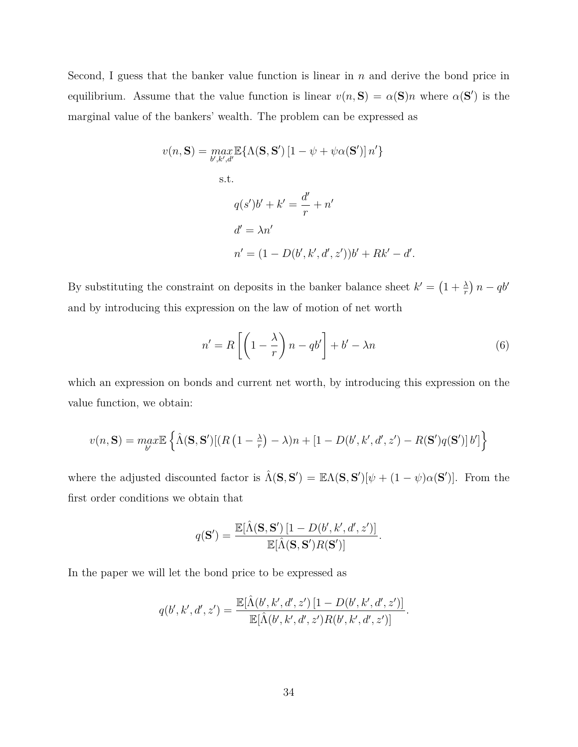Second, I guess that the banker value function is linear in $n$ and derive the bond price in equilibrium. Assume that the value function is linear $v(n, \mathbf{S}) = \alpha(\mathbf{S})n$ where $\alpha(\mathbf{S}')$ is the marginal value of the bankers' wealth. The problem can be expressed as

$$v(n, \mathbf{S}) = \underset{b',k',d'}{max} \mathbb{E}\{\Lambda(\mathbf{S}, \mathbf{S}') \left[1 - \psi + \psi\alpha(\mathbf{S}')\right] n'\}$$

s.t.

$$q(s')b' + k' = \frac{d'}{r} + n'$$

$$d' = \lambda n'$$

$$n' = (1 - D(b', k', d', z'))b' + Rk' - d'.$$

By substituting the constraint on deposits in the banker balance sheet $k' = \left(1 + \frac{\lambda}{r}\right) n - qb'$ and by introducing this expression on the law of motion of net worth

$$n' = R\left[\left(1 - \frac{\lambda}{r}\right) n - qb'\right] + b' - \lambda n \tag{6}$$

which an expression on bonds and current net worth, by introducing this expression on the value function, we obtain:

$$v(n, \mathbf{S}) = \underset{b'}{max} \mathbb{E}\left\{\hat{\Lambda}(\mathbf{S}, \mathbf{S}')[(R\left(1 - \tfrac{\lambda}{r}\right) - \lambda)n + \left[1 - D(b', k', d', z') - R(\mathbf{S}')q(\mathbf{S}')\right] b']\right\}$$

where the adjusted discounted factor is $\hat{\Lambda}(\mathbf{S}, \mathbf{S}') = \mathbb{E}\Lambda(\mathbf{S}, \mathbf{S}')[\psi + (1 - \psi)\alpha(\mathbf{S}')]$. From the first order conditions we obtain that

$$q(\mathbf{S}') = \frac{\mathbb{E}[\hat{\Lambda}(\mathbf{S}, \mathbf{S}') \left[1 - D(b', k', d', z')\right]}{\mathbb{E}[\hat{\Lambda}(\mathbf{S}, \mathbf{S}')R(\mathbf{S}')]}.$$

In the paper we will let the bond price to be expressed as

$$q(b', k', d', z') = \frac{\mathbb{E}[\hat{\Lambda}(b', k', d', z') \left[1 - D(b', k', d', z')\right]}{\mathbb{E}[\hat{\Lambda}(b', k', d', z')R(b', k', d', z')]}.$$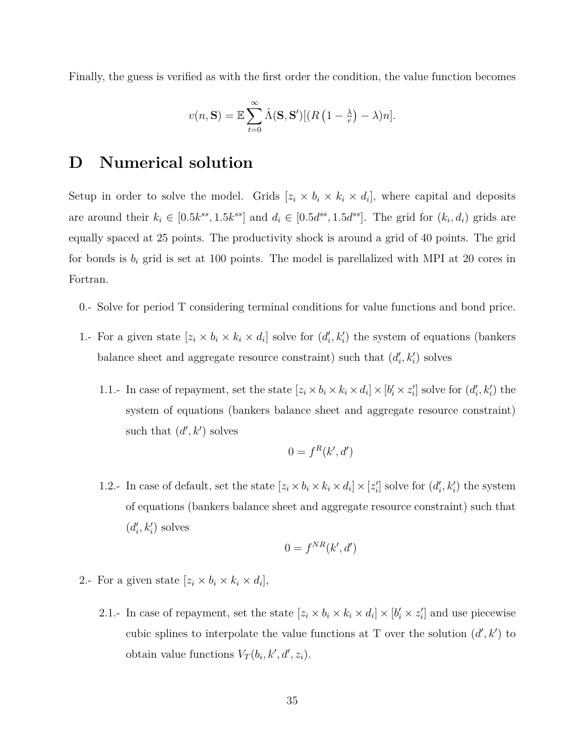Finally, the guess is verified as with the first order the condition, the value function becomes

$$v(n, \mathbf{S}) = \mathbb{E} \sum_{t=0}^{\infty} \hat{\Lambda}(\mathbf{S}, \mathbf{S}')[(R\left(1 - \tfrac{\lambda}{r}\right) - \lambda)n].$$

# D Numerical solution

Setup in order to solve the model. Grids $[z_i \times b_i \times k_i \times d_i]$, where capital and deposits are around their $k_i \in [0.5k^{ss}, 1.5k^{ss}]$ and $d_i \in [0.5d^{ss}, 1.5d^{ss}]$. The grid for $(k_i, d_i)$ grids are equally spaced at 25 points. The productivity shock is around a grid of 40 points. The grid for bonds is $b_i$ grid is set at 100 points. The model is parellalized with MPI at 20 cores in Fortran.

0.- Solve for period T considering terminal conditions for value functions and bond price.

1.- For a given state $[z_i \times b_i \times k_i \times d_i]$ solve for $(d_i', k_i')$ the system of equations (bankers balance sheet and aggregate resource constraint) such that $(d_i', k_i')$ solves

  1.1.- In case of repayment, set the state $[z_i \times b_i \times k_i \times d_i] \times [b_i' \times z_i']$ solve for $(d_i', k_i')$ the system of equations (bankers balance sheet and aggregate resource constraint) such that $(d', k')$ solves

$$0 = f^R(k', d')$$

  1.2.- In case of default, set the state $[z_i \times b_i \times k_i \times d_i] \times [z_i']$ solve for $(d_i', k_i')$ the system of equations (bankers balance sheet and aggregate resource constraint) such that $(d_i', k_i')$ solves

$$0 = f^{NR}(k', d')$$

2.- For a given state $[z_i \times b_i \times k_i \times d_i]$,

  2.1.- In case of repayment, set the state $[z_i \times b_i \times k_i \times d_i] \times [b_i' \times z_i']$ and use piecewise cubic splines to interpolate the value functions at T over the solution $(d', k')$ to obtain value functions $V_T(b_i, k', d', z_i)$.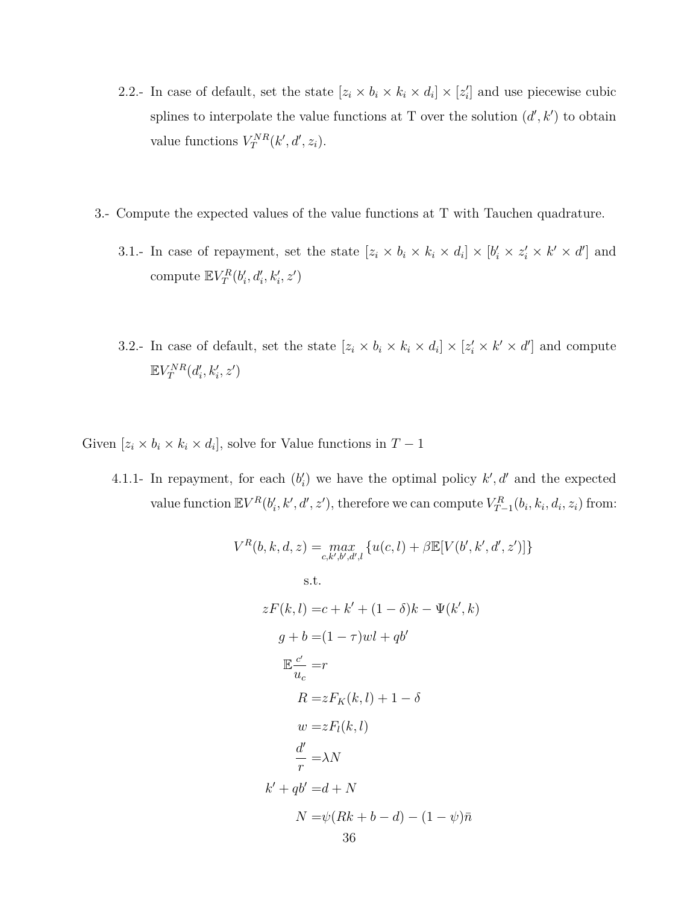2.2.- In case of default, set the state $[z_i \times b_i \times k_i \times d_i] \times [z_i']$ and use piecewise cubic splines to interpolate the value functions at T over the solution $(d', k')$ to obtain value functions $V_T^{NR}(k', d', z_i)$.

3.- Compute the expected values of the value functions at T with Tauchen quadrature.

3.1.- In case of repayment, set the state $[z_i \times b_i \times k_i \times d_i] \times [b_i' \times z_i' \times k' \times d']$ and compute $\mathbb{E}V_T^R(b_i', d_i', k_i', z')$

3.2.- In case of default, set the state $[z_i \times b_i \times k_i \times d_i] \times [z_i' \times k' \times d']$ and compute $\mathbb{E}V_T^{NR}(d_i', k_i', z')$

Given $[z_i \times b_i \times k_i \times d_i]$, solve for Value functions in $T-1$

4.1.1- In repayment, for each $(b_i')$ we have the optimal policy $k', d'$ and the expected value function $\mathbb{E}V^R(b_i', k', d', z')$, therefore we can compute $V_{T-1}^R(b_i, k_i, d_i, z_i)$ from:

$$V^R(b,k,d,z) = \max_{c,k',b',d',l} \{u(c,l) + \beta \mathbb{E}[V(b',k',d',z')]\}$$

$$\text{s.t.}$$

$$\begin{aligned}
zF(k,l) =& c + k' + (1-\delta)k - \Psi(k',k) \\
g + b =& (1-\tau)wl + qb' \\
\mathbb{E}\frac{c'}{u_c} =& r \\
R =& zF_K(k,l) + 1 - \delta \\
w =& zF_l(k,l) \\
\frac{d'}{r} =& \lambda N \\
k' + qb' =& d + N \\
N =& \psi(Rk + b - d) - (1-\psi)\bar{n}
\end{aligned}$$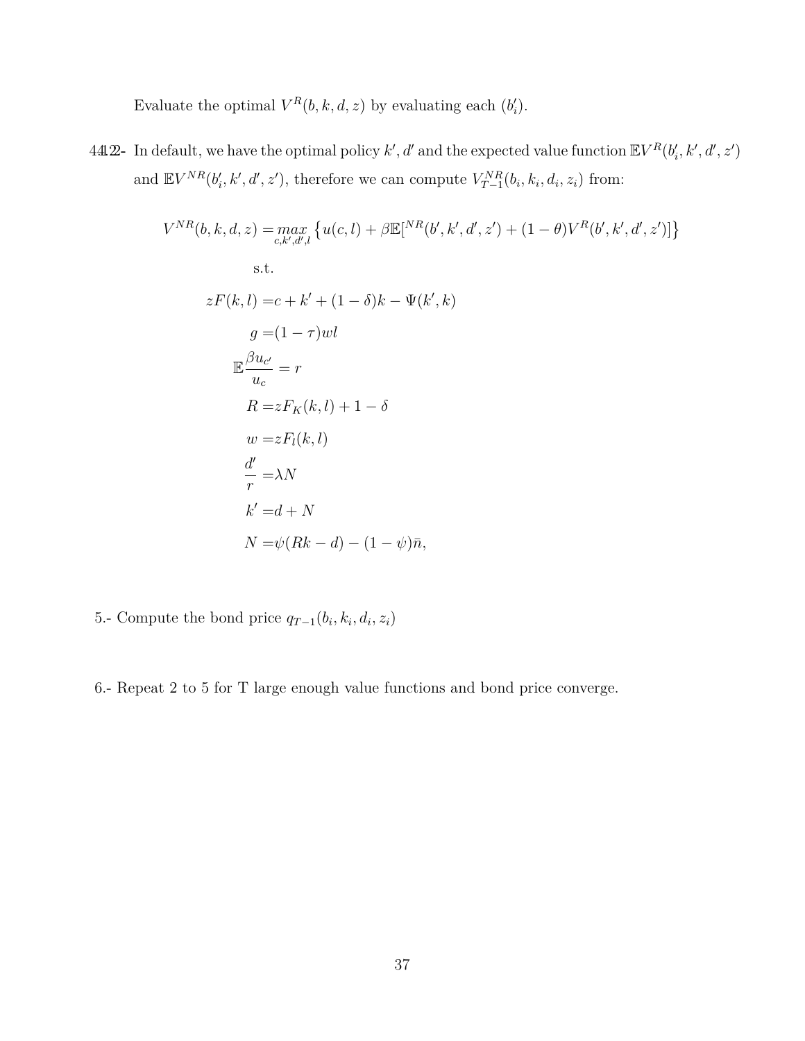Evaluate the optimal $V^R(b,k,d,z)$ by evaluating each $(b'_i)$.

4412- In default, we have the optimal policy $k', d'$ and the expected value function $\mathbb{E}V^R(b'_i, k', d', z')$ and $\mathbb{E}V^{NR}(b'_i, k', d', z')$, therefore we can compute $V^{NR}_{T-1}(b_i, k_i, d_i, z_i)$ from:

$$
\begin{aligned}
V^{NR}(b,k,d,z) =& \max_{c,k',d',l} \left\{ u(c,l) + \beta \mathbb{E}[^{NR}(b',k',d',z') + (1-\theta)V^R(b',k',d',z')] \right\} \\
& \text{s.t.} \\
zF(k,l) =& c + k' + (1-\delta)k - \Psi(k',k) \\
g =& (1-\tau)wl \\
\mathbb{E}\frac{\beta u_{c'}}{u_c} =& r \\
R =& zF_K(k,l) + 1 - \delta \\
w =& zF_l(k,l) \\
\frac{d'}{r} =& \lambda N \\
k' =& d + N \\
N =& \psi(Rk - d) - (1-\psi)\bar{n},
\end{aligned}
$$

5.- Compute the bond price $q_{T-1}(b_i, k_i, d_i, z_i)$

6.- Repeat 2 to 5 for T large enough value functions and bond price converge.